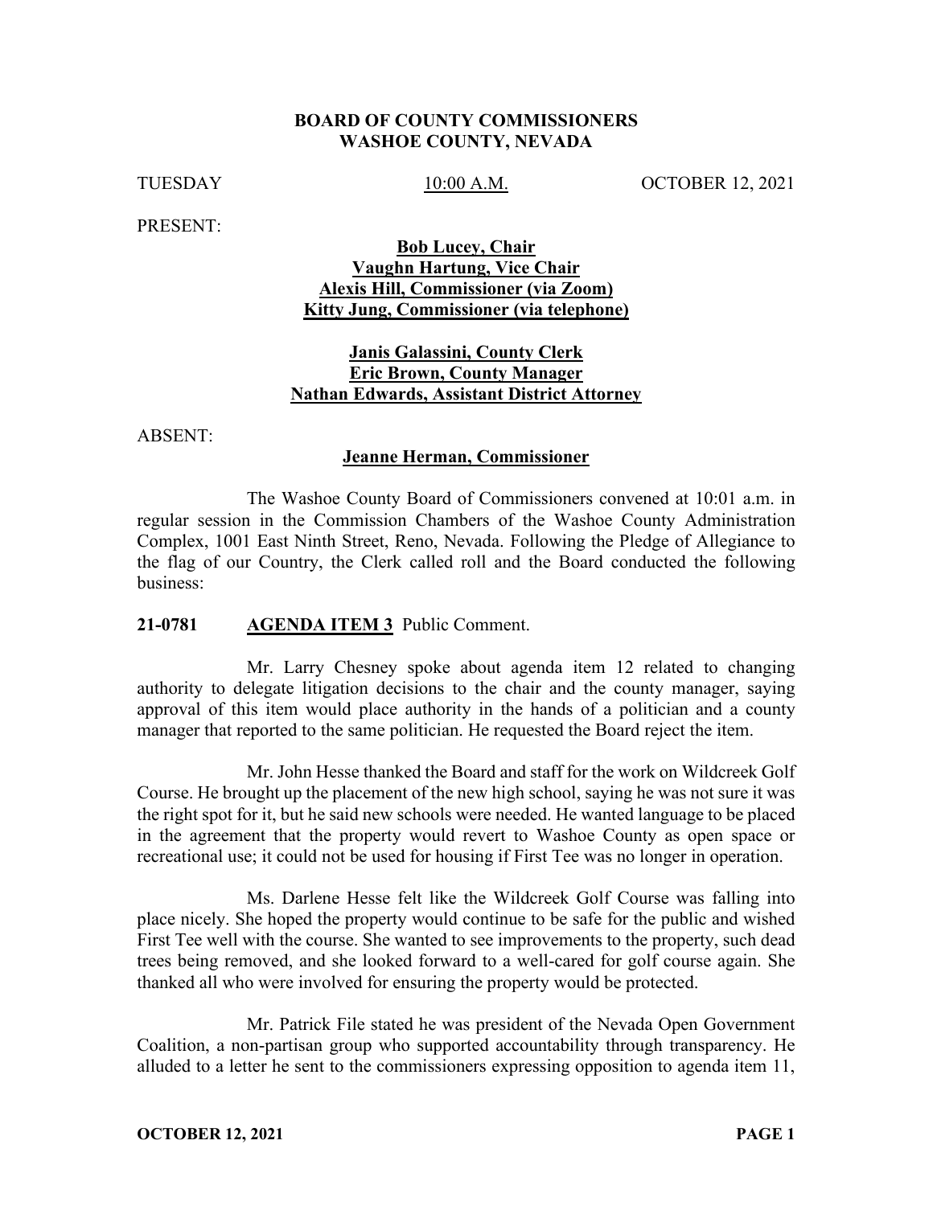# BOARD OF COUNTY COMMISSIONERS
# WASHOE COUNTY, NEVADA

TUESDAY | 10:00 A.M. | OCTOBER 12, 2021

PRESENT:

**Bob Lucey, Chair**
**Vaughn Hartung, Vice Chair**
**Alexis Hill, Commissioner (via Zoom)**
**Kitty Jung, Commissioner (via telephone)**

**Janis Galassini, County Clerk**
**Eric Brown, County Manager**
**Nathan Edwards, Assistant District Attorney**

ABSENT:

**Jeanne Herman, Commissioner**

The Washoe County Board of Commissioners convened at 10:01 a.m. in regular session in the Commission Chambers of the Washoe County Administration Complex, 1001 East Ninth Street, Reno, Nevada. Following the Pledge of Allegiance to the flag of our Country, the Clerk called roll and the Board conducted the following business:

**21-0781 AGENDA ITEM 3** Public Comment.

Mr. Larry Chesney spoke about agenda item 12 related to changing authority to delegate litigation decisions to the chair and the county manager, saying approval of this item would place authority in the hands of a politician and a county manager that reported to the same politician. He requested the Board reject the item.

Mr. John Hesse thanked the Board and staff for the work on Wildcreek Golf Course. He brought up the placement of the new high school, saying he was not sure it was the right spot for it, but he said new schools were needed. He wanted language to be placed in the agreement that the property would revert to Washoe County as open space or recreational use; it could not be used for housing if First Tee was no longer in operation.

Ms. Darlene Hesse felt like the Wildcreek Golf Course was falling into place nicely. She hoped the property would continue to be safe for the public and wished First Tee well with the course. She wanted to see improvements to the property, such dead trees being removed, and she looked forward to a well-cared for golf course again. She thanked all who were involved for ensuring the property would be protected.

Mr. Patrick File stated he was president of the Nevada Open Government Coalition, a non-partisan group who supported accountability through transparency. He alluded to a letter he sent to the commissioners expressing opposition to agenda item 11,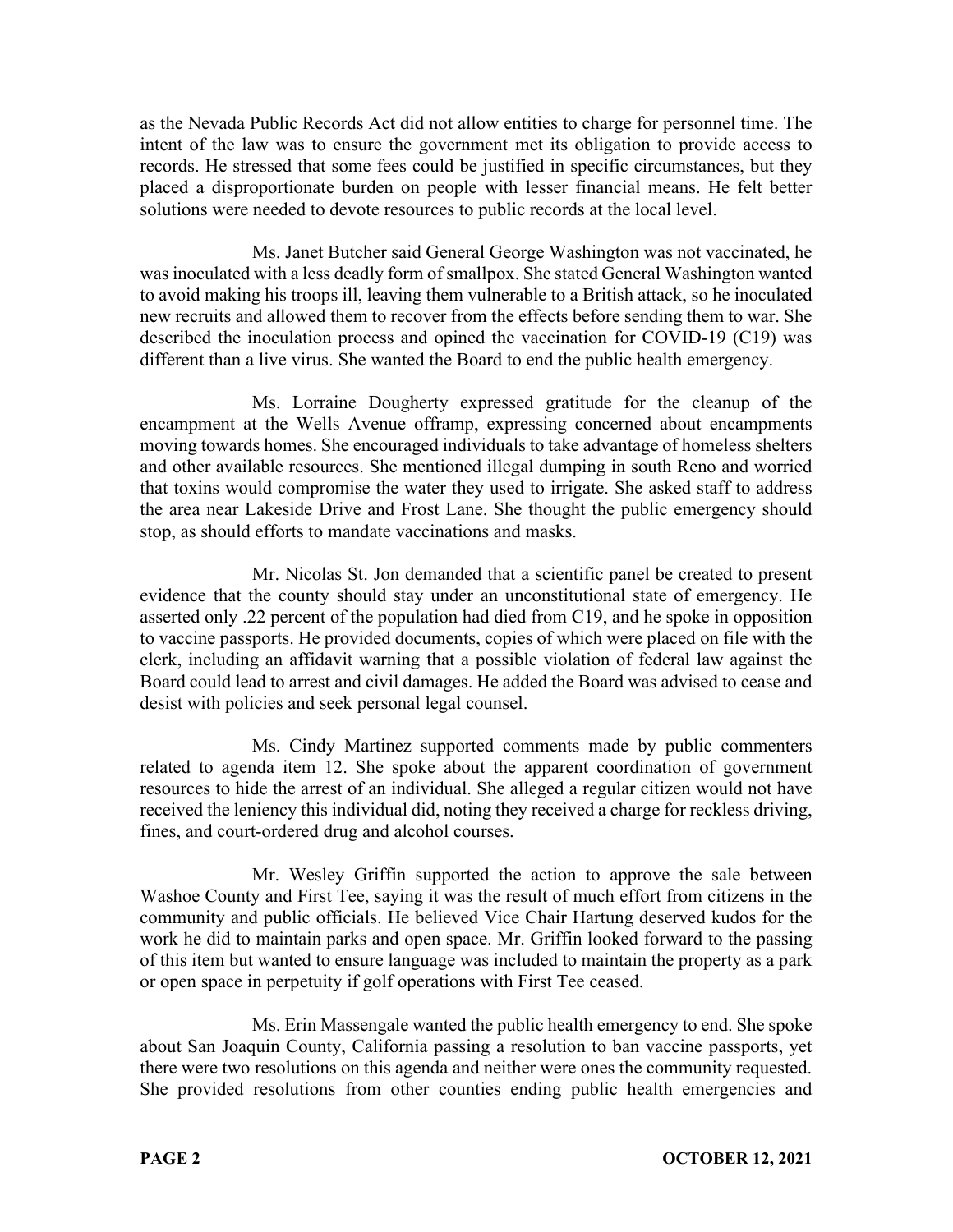as the Nevada Public Records Act did not allow entities to charge for personnel time. The intent of the law was to ensure the government met its obligation to provide access to records. He stressed that some fees could be justified in specific circumstances, but they placed a disproportionate burden on people with lesser financial means. He felt better solutions were needed to devote resources to public records at the local level.

Ms. Janet Butcher said General George Washington was not vaccinated, he was inoculated with a less deadly form of smallpox. She stated General Washington wanted to avoid making his troops ill, leaving them vulnerable to a British attack, so he inoculated new recruits and allowed them to recover from the effects before sending them to war. She described the inoculation process and opined the vaccination for COVID-19 (C19) was different than a live virus. She wanted the Board to end the public health emergency.

Ms. Lorraine Dougherty expressed gratitude for the cleanup of the encampment at the Wells Avenue offramp, expressing concerned about encampments moving towards homes. She encouraged individuals to take advantage of homeless shelters and other available resources. She mentioned illegal dumping in south Reno and worried that toxins would compromise the water they used to irrigate. She asked staff to address the area near Lakeside Drive and Frost Lane. She thought the public emergency should stop, as should efforts to mandate vaccinations and masks.

Mr. Nicolas St. Jon demanded that a scientific panel be created to present evidence that the county should stay under an unconstitutional state of emergency. He asserted only .22 percent of the population had died from C19, and he spoke in opposition to vaccine passports. He provided documents, copies of which were placed on file with the clerk, including an affidavit warning that a possible violation of federal law against the Board could lead to arrest and civil damages. He added the Board was advised to cease and desist with policies and seek personal legal counsel.

Ms. Cindy Martinez supported comments made by public commenters related to agenda item 12. She spoke about the apparent coordination of government resources to hide the arrest of an individual. She alleged a regular citizen would not have received the leniency this individual did, noting they received a charge for reckless driving, fines, and court-ordered drug and alcohol courses.

Mr. Wesley Griffin supported the action to approve the sale between Washoe County and First Tee, saying it was the result of much effort from citizens in the community and public officials. He believed Vice Chair Hartung deserved kudos for the work he did to maintain parks and open space. Mr. Griffin looked forward to the passing of this item but wanted to ensure language was included to maintain the property as a park or open space in perpetuity if golf operations with First Tee ceased.

Ms. Erin Massengale wanted the public health emergency to end. She spoke about San Joaquin County, California passing a resolution to ban vaccine passports, yet there were two resolutions on this agenda and neither were ones the community requested. She provided resolutions from other counties ending public health emergencies and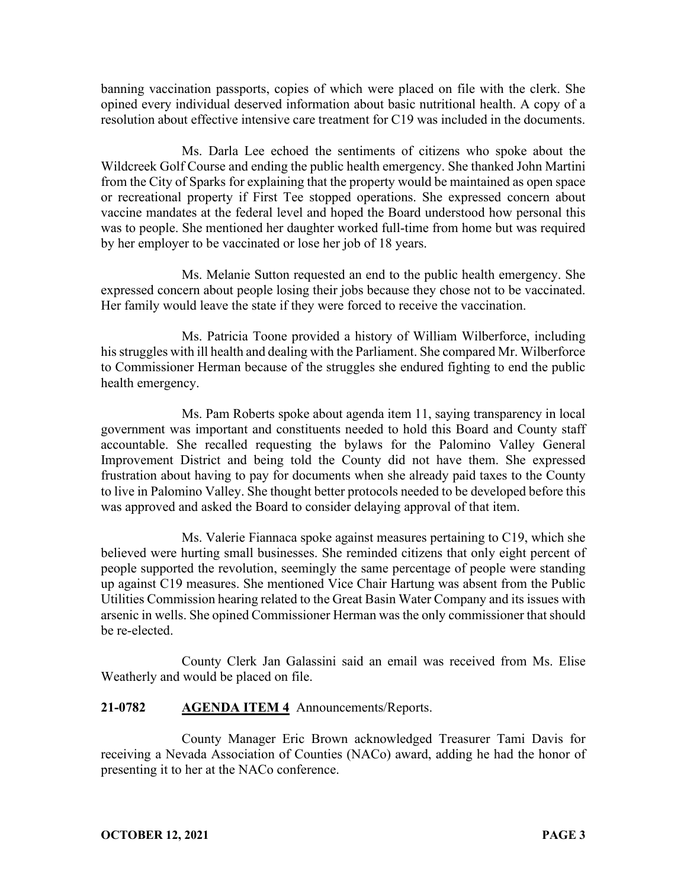banning vaccination passports, copies of which were placed on file with the clerk. She opined every individual deserved information about basic nutritional health. A copy of a resolution about effective intensive care treatment for C19 was included in the documents.

Ms. Darla Lee echoed the sentiments of citizens who spoke about the Wildcreek Golf Course and ending the public health emergency. She thanked John Martini from the City of Sparks for explaining that the property would be maintained as open space or recreational property if First Tee stopped operations. She expressed concern about vaccine mandates at the federal level and hoped the Board understood how personal this was to people. She mentioned her daughter worked full-time from home but was required by her employer to be vaccinated or lose her job of 18 years.

Ms. Melanie Sutton requested an end to the public health emergency. She expressed concern about people losing their jobs because they chose not to be vaccinated. Her family would leave the state if they were forced to receive the vaccination.

Ms. Patricia Toone provided a history of William Wilberforce, including his struggles with ill health and dealing with the Parliament. She compared Mr. Wilberforce to Commissioner Herman because of the struggles she endured fighting to end the public health emergency.

Ms. Pam Roberts spoke about agenda item 11, saying transparency in local government was important and constituents needed to hold this Board and County staff accountable. She recalled requesting the bylaws for the Palomino Valley General Improvement District and being told the County did not have them. She expressed frustration about having to pay for documents when she already paid taxes to the County to live in Palomino Valley. She thought better protocols needed to be developed before this was approved and asked the Board to consider delaying approval of that item.

Ms. Valerie Fiannaca spoke against measures pertaining to C19, which she believed were hurting small businesses. She reminded citizens that only eight percent of people supported the revolution, seemingly the same percentage of people were standing up against C19 measures. She mentioned Vice Chair Hartung was absent from the Public Utilities Commission hearing related to the Great Basin Water Company and its issues with arsenic in wells. She opined Commissioner Herman was the only commissioner that should be re-elected.

County Clerk Jan Galassini said an email was received from Ms. Elise Weatherly and would be placed on file.

**21-0782 AGENDA ITEM 4** Announcements/Reports.

County Manager Eric Brown acknowledged Treasurer Tami Davis for receiving a Nevada Association of Counties (NACo) award, adding he had the honor of presenting it to her at the NACo conference.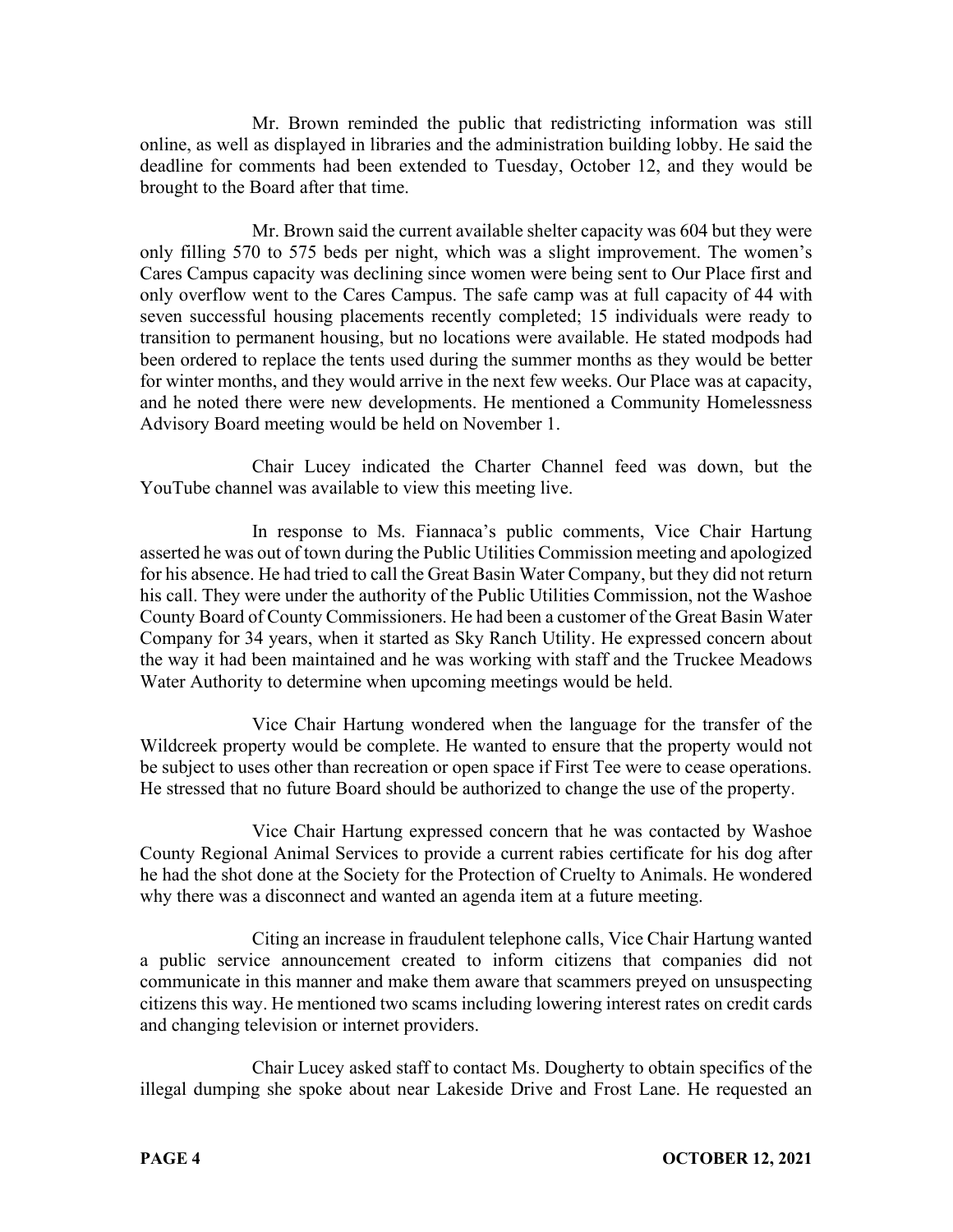Mr. Brown reminded the public that redistricting information was still online, as well as displayed in libraries and the administration building lobby. He said the deadline for comments had been extended to Tuesday, October 12, and they would be brought to the Board after that time.

Mr. Brown said the current available shelter capacity was 604 but they were only filling 570 to 575 beds per night, which was a slight improvement. The women's Cares Campus capacity was declining since women were being sent to Our Place first and only overflow went to the Cares Campus. The safe camp was at full capacity of 44 with seven successful housing placements recently completed; 15 individuals were ready to transition to permanent housing, but no locations were available. He stated modpods had been ordered to replace the tents used during the summer months as they would be better for winter months, and they would arrive in the next few weeks. Our Place was at capacity, and he noted there were new developments. He mentioned a Community Homelessness Advisory Board meeting would be held on November 1.

Chair Lucey indicated the Charter Channel feed was down, but the YouTube channel was available to view this meeting live.

In response to Ms. Fiannaca's public comments, Vice Chair Hartung asserted he was out of town during the Public Utilities Commission meeting and apologized for his absence. He had tried to call the Great Basin Water Company, but they did not return his call. They were under the authority of the Public Utilities Commission, not the Washoe County Board of County Commissioners. He had been a customer of the Great Basin Water Company for 34 years, when it started as Sky Ranch Utility. He expressed concern about the way it had been maintained and he was working with staff and the Truckee Meadows Water Authority to determine when upcoming meetings would be held.

Vice Chair Hartung wondered when the language for the transfer of the Wildcreek property would be complete. He wanted to ensure that the property would not be subject to uses other than recreation or open space if First Tee were to cease operations. He stressed that no future Board should be authorized to change the use of the property.

Vice Chair Hartung expressed concern that he was contacted by Washoe County Regional Animal Services to provide a current rabies certificate for his dog after he had the shot done at the Society for the Protection of Cruelty to Animals. He wondered why there was a disconnect and wanted an agenda item at a future meeting.

Citing an increase in fraudulent telephone calls, Vice Chair Hartung wanted a public service announcement created to inform citizens that companies did not communicate in this manner and make them aware that scammers preyed on unsuspecting citizens this way. He mentioned two scams including lowering interest rates on credit cards and changing television or internet providers.

Chair Lucey asked staff to contact Ms. Dougherty to obtain specifics of the illegal dumping she spoke about near Lakeside Drive and Frost Lane. He requested an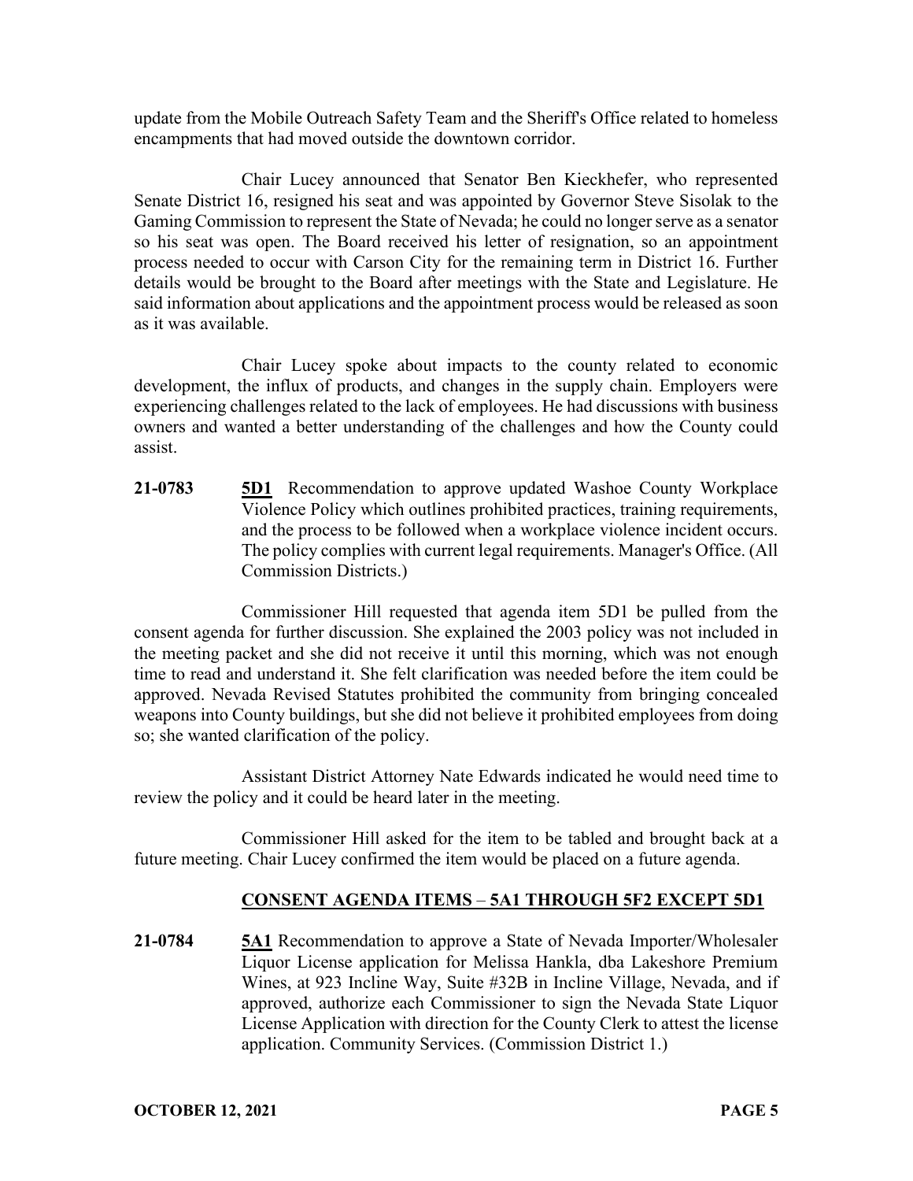update from the Mobile Outreach Safety Team and the Sheriff's Office related to homeless encampments that had moved outside the downtown corridor.

Chair Lucey announced that Senator Ben Kieckhefer, who represented Senate District 16, resigned his seat and was appointed by Governor Steve Sisolak to the Gaming Commission to represent the State of Nevada; he could no longer serve as a senator so his seat was open. The Board received his letter of resignation, so an appointment process needed to occur with Carson City for the remaining term in District 16. Further details would be brought to the Board after meetings with the State and Legislature. He said information about applications and the appointment process would be released as soon as it was available.

Chair Lucey spoke about impacts to the county related to economic development, the influx of products, and changes in the supply chain. Employers were experiencing challenges related to the lack of employees. He had discussions with business owners and wanted a better understanding of the challenges and how the County could assist.

**21-0783** **5D1** Recommendation to approve updated Washoe County Workplace Violence Policy which outlines prohibited practices, training requirements, and the process to be followed when a workplace violence incident occurs. The policy complies with current legal requirements. Manager's Office. (All Commission Districts.)

Commissioner Hill requested that agenda item 5D1 be pulled from the consent agenda for further discussion. She explained the 2003 policy was not included in the meeting packet and she did not receive it until this morning, which was not enough time to read and understand it. She felt clarification was needed before the item could be approved. Nevada Revised Statutes prohibited the community from bringing concealed weapons into County buildings, but she did not believe it prohibited employees from doing so; she wanted clarification of the policy.

Assistant District Attorney Nate Edwards indicated he would need time to review the policy and it could be heard later in the meeting.

Commissioner Hill asked for the item to be tabled and brought back at a future meeting. Chair Lucey confirmed the item would be placed on a future agenda.

## CONSENT AGENDA ITEMS – 5A1 THROUGH 5F2 EXCEPT 5D1

**21-0784** **5A1** Recommendation to approve a State of Nevada Importer/Wholesaler Liquor License application for Melissa Hankla, dba Lakeshore Premium Wines, at 923 Incline Way, Suite #32B in Incline Village, Nevada, and if approved, authorize each Commissioner to sign the Nevada State Liquor License Application with direction for the County Clerk to attest the license application. Community Services. (Commission District 1.)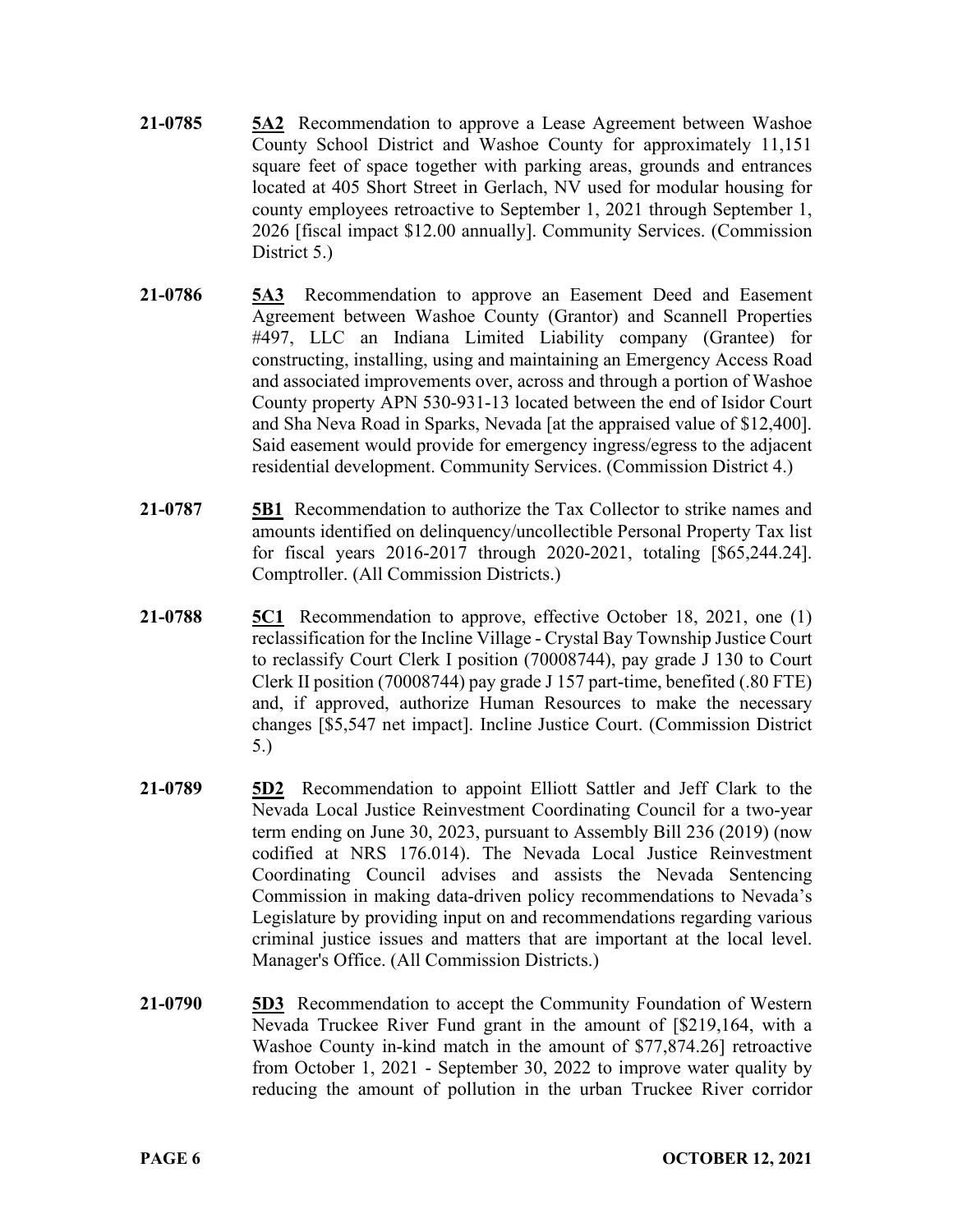**21-0785** **5A2** Recommendation to approve a Lease Agreement between Washoe County School District and Washoe County for approximately 11,151 square feet of space together with parking areas, grounds and entrances located at 405 Short Street in Gerlach, NV used for modular housing for county employees retroactive to September 1, 2021 through September 1, 2026 [fiscal impact $12.00 annually]. Community Services. (Commission District 5.)

**21-0786** **5A3** Recommendation to approve an Easement Deed and Easement Agreement between Washoe County (Grantor) and Scannell Properties #497, LLC an Indiana Limited Liability company (Grantee) for constructing, installing, using and maintaining an Emergency Access Road and associated improvements over, across and through a portion of Washoe County property APN 530-931-13 located between the end of Isidor Court and Sha Neva Road in Sparks, Nevada [at the appraised value of $12,400]. Said easement would provide for emergency ingress/egress to the adjacent residential development. Community Services. (Commission District 4.)

**21-0787** **5B1** Recommendation to authorize the Tax Collector to strike names and amounts identified on delinquency/uncollectible Personal Property Tax list for fiscal years 2016-2017 through 2020-2021, totaling [$65,244.24]. Comptroller. (All Commission Districts.)

**21-0788** **5C1** Recommendation to approve, effective October 18, 2021, one (1) reclassification for the Incline Village - Crystal Bay Township Justice Court to reclassify Court Clerk I position (70008744), pay grade J 130 to Court Clerk II position (70008744) pay grade J 157 part-time, benefited (.80 FTE) and, if approved, authorize Human Resources to make the necessary changes [$5,547 net impact]. Incline Justice Court. (Commission District 5.)

**21-0789** **5D2** Recommendation to appoint Elliott Sattler and Jeff Clark to the Nevada Local Justice Reinvestment Coordinating Council for a two-year term ending on June 30, 2023, pursuant to Assembly Bill 236 (2019) (now codified at NRS 176.014). The Nevada Local Justice Reinvestment Coordinating Council advises and assists the Nevada Sentencing Commission in making data-driven policy recommendations to Nevada's Legislature by providing input on and recommendations regarding various criminal justice issues and matters that are important at the local level. Manager's Office. (All Commission Districts.)

**21-0790** **5D3** Recommendation to accept the Community Foundation of Western Nevada Truckee River Fund grant in the amount of [$219,164, with a Washoe County in-kind match in the amount of $77,874.26] retroactive from October 1, 2021 - September 30, 2022 to improve water quality by reducing the amount of pollution in the urban Truckee River corridor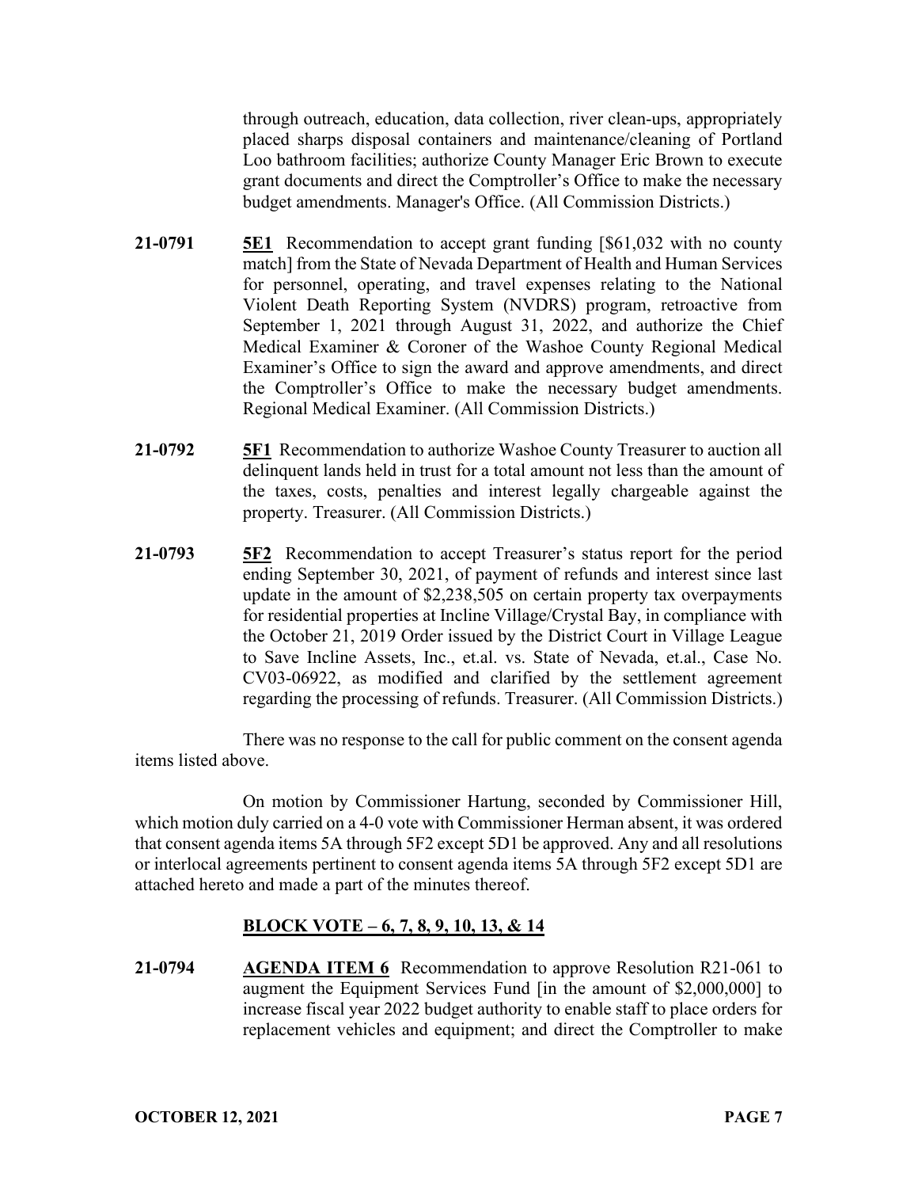through outreach, education, data collection, river clean-ups, appropriately placed sharps disposal containers and maintenance/cleaning of Portland Loo bathroom facilities; authorize County Manager Eric Brown to execute grant documents and direct the Comptroller's Office to make the necessary budget amendments. Manager's Office. (All Commission Districts.)

**21-0791** **5E1** Recommendation to accept grant funding [$61,032 with no county match] from the State of Nevada Department of Health and Human Services for personnel, operating, and travel expenses relating to the National Violent Death Reporting System (NVDRS) program, retroactive from September 1, 2021 through August 31, 2022, and authorize the Chief Medical Examiner & Coroner of the Washoe County Regional Medical Examiner's Office to sign the award and approve amendments, and direct the Comptroller's Office to make the necessary budget amendments. Regional Medical Examiner. (All Commission Districts.)

**21-0792** **5F1** Recommendation to authorize Washoe County Treasurer to auction all delinquent lands held in trust for a total amount not less than the amount of the taxes, costs, penalties and interest legally chargeable against the property. Treasurer. (All Commission Districts.)

**21-0793** **5F2** Recommendation to accept Treasurer's status report for the period ending September 30, 2021, of payment of refunds and interest since last update in the amount of $2,238,505 on certain property tax overpayments for residential properties at Incline Village/Crystal Bay, in compliance with the October 21, 2019 Order issued by the District Court in Village League to Save Incline Assets, Inc., et.al. vs. State of Nevada, et.al., Case No. CV03-06922, as modified and clarified by the settlement agreement regarding the processing of refunds. Treasurer. (All Commission Districts.)

There was no response to the call for public comment on the consent agenda items listed above.

On motion by Commissioner Hartung, seconded by Commissioner Hill, which motion duly carried on a 4-0 vote with Commissioner Herman absent, it was ordered that consent agenda items 5A through 5F2 except 5D1 be approved. Any and all resolutions or interlocal agreements pertinent to consent agenda items 5A through 5F2 except 5D1 are attached hereto and made a part of the minutes thereof.

## BLOCK VOTE – 6, 7, 8, 9, 10, 13, & 14

**21-0794** **AGENDA ITEM 6** Recommendation to approve Resolution R21-061 to augment the Equipment Services Fund [in the amount of $2,000,000] to increase fiscal year 2022 budget authority to enable staff to place orders for replacement vehicles and equipment; and direct the Comptroller to make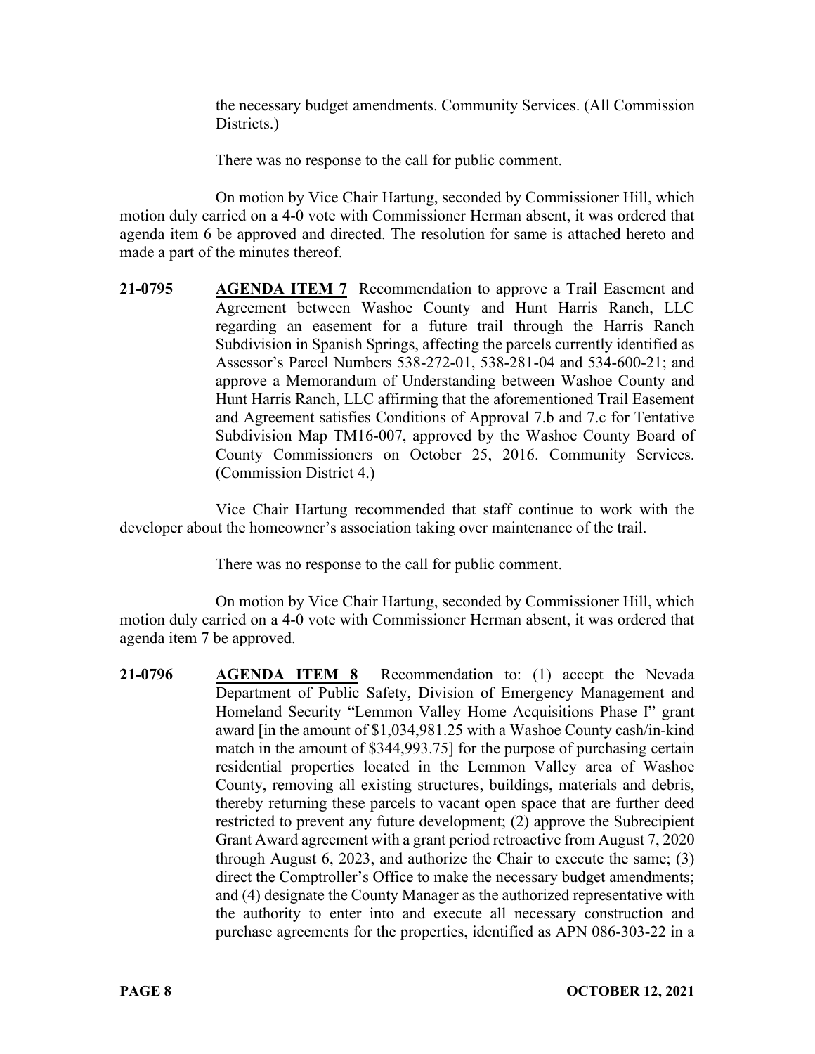the necessary budget amendments. Community Services. (All Commission Districts.)

There was no response to the call for public comment.

On motion by Vice Chair Hartung, seconded by Commissioner Hill, which motion duly carried on a 4-0 vote with Commissioner Herman absent, it was ordered that agenda item 6 be approved and directed. The resolution for same is attached hereto and made a part of the minutes thereof.

**21-0795** **AGENDA ITEM 7** Recommendation to approve a Trail Easement and Agreement between Washoe County and Hunt Harris Ranch, LLC regarding an easement for a future trail through the Harris Ranch Subdivision in Spanish Springs, affecting the parcels currently identified as Assessor's Parcel Numbers 538-272-01, 538-281-04 and 534-600-21; and approve a Memorandum of Understanding between Washoe County and Hunt Harris Ranch, LLC affirming that the aforementioned Trail Easement and Agreement satisfies Conditions of Approval 7.b and 7.c for Tentative Subdivision Map TM16-007, approved by the Washoe County Board of County Commissioners on October 25, 2016. Community Services. (Commission District 4.)

Vice Chair Hartung recommended that staff continue to work with the developer about the homeowner's association taking over maintenance of the trail.

There was no response to the call for public comment.

On motion by Vice Chair Hartung, seconded by Commissioner Hill, which motion duly carried on a 4-0 vote with Commissioner Herman absent, it was ordered that agenda item 7 be approved.

**21-0796** **AGENDA ITEM 8** Recommendation to: (1) accept the Nevada Department of Public Safety, Division of Emergency Management and Homeland Security "Lemmon Valley Home Acquisitions Phase I" grant award [in the amount of $1,034,981.25 with a Washoe County cash/in-kind match in the amount of $344,993.75] for the purpose of purchasing certain residential properties located in the Lemmon Valley area of Washoe County, removing all existing structures, buildings, materials and debris, thereby returning these parcels to vacant open space that are further deed restricted to prevent any future development; (2) approve the Subrecipient Grant Award agreement with a grant period retroactive from August 7, 2020 through August 6, 2023, and authorize the Chair to execute the same; (3) direct the Comptroller's Office to make the necessary budget amendments; and (4) designate the County Manager as the authorized representative with the authority to enter into and execute all necessary construction and purchase agreements for the properties, identified as APN 086-303-22 in a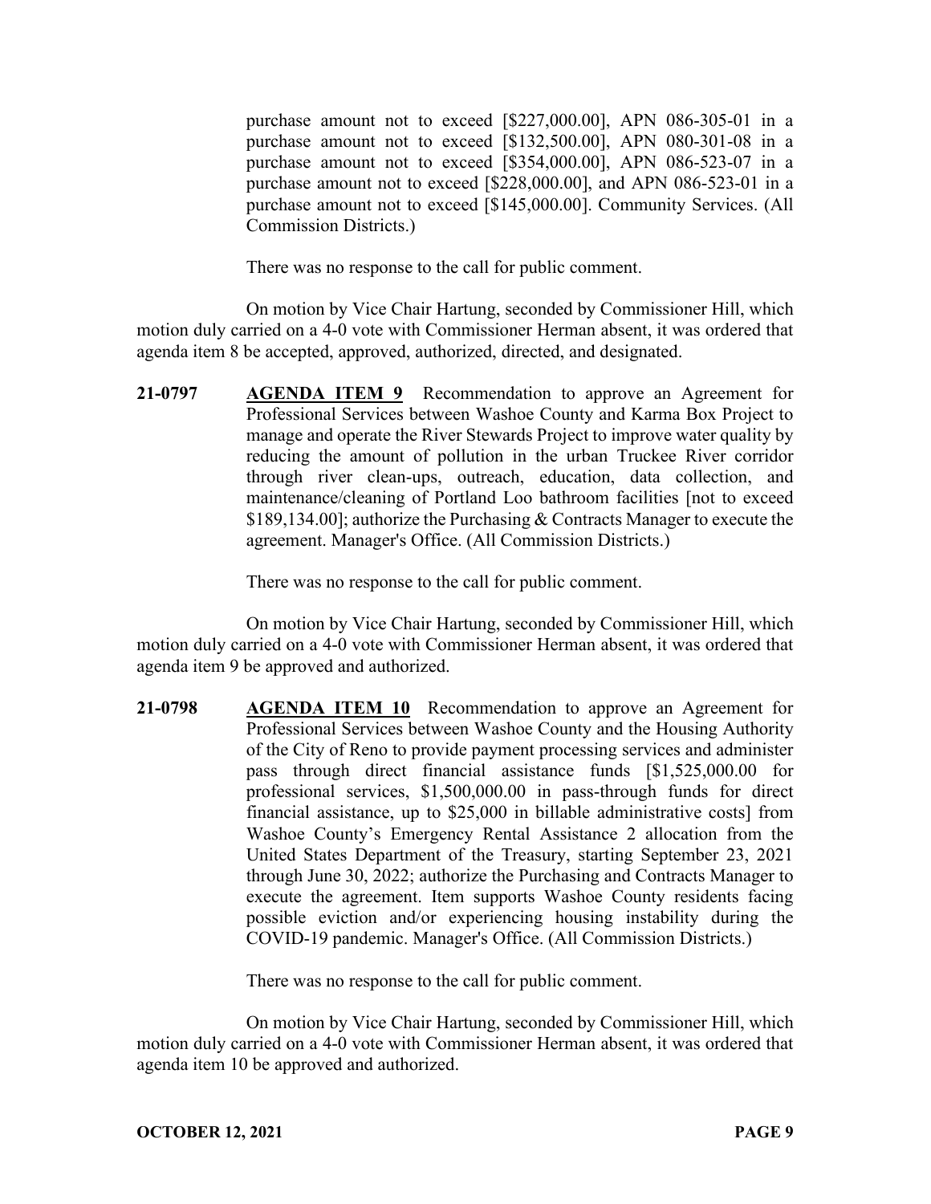purchase amount not to exceed [$227,000.00], APN 086-305-01 in a purchase amount not to exceed [$132,500.00], APN 080-301-08 in a purchase amount not to exceed [$354,000.00], APN 086-523-07 in a purchase amount not to exceed [$228,000.00], and APN 086-523-01 in a purchase amount not to exceed [$145,000.00]. Community Services. (All Commission Districts.)

There was no response to the call for public comment.

On motion by Vice Chair Hartung, seconded by Commissioner Hill, which motion duly carried on a 4-0 vote with Commissioner Herman absent, it was ordered that agenda item 8 be accepted, approved, authorized, directed, and designated.

**21-0797** **AGENDA ITEM 9** Recommendation to approve an Agreement for Professional Services between Washoe County and Karma Box Project to manage and operate the River Stewards Project to improve water quality by reducing the amount of pollution in the urban Truckee River corridor through river clean-ups, outreach, education, data collection, and maintenance/cleaning of Portland Loo bathroom facilities [not to exceed $189,134.00]; authorize the Purchasing & Contracts Manager to execute the agreement. Manager's Office. (All Commission Districts.)

There was no response to the call for public comment.

On motion by Vice Chair Hartung, seconded by Commissioner Hill, which motion duly carried on a 4-0 vote with Commissioner Herman absent, it was ordered that agenda item 9 be approved and authorized.

**21-0798** **AGENDA ITEM 10** Recommendation to approve an Agreement for Professional Services between Washoe County and the Housing Authority of the City of Reno to provide payment processing services and administer pass through direct financial assistance funds [$1,525,000.00 for professional services, $1,500,000.00 in pass-through funds for direct financial assistance, up to $25,000 in billable administrative costs] from Washoe County's Emergency Rental Assistance 2 allocation from the United States Department of the Treasury, starting September 23, 2021 through June 30, 2022; authorize the Purchasing and Contracts Manager to execute the agreement. Item supports Washoe County residents facing possible eviction and/or experiencing housing instability during the COVID-19 pandemic. Manager's Office. (All Commission Districts.)

There was no response to the call for public comment.

On motion by Vice Chair Hartung, seconded by Commissioner Hill, which motion duly carried on a 4-0 vote with Commissioner Herman absent, it was ordered that agenda item 10 be approved and authorized.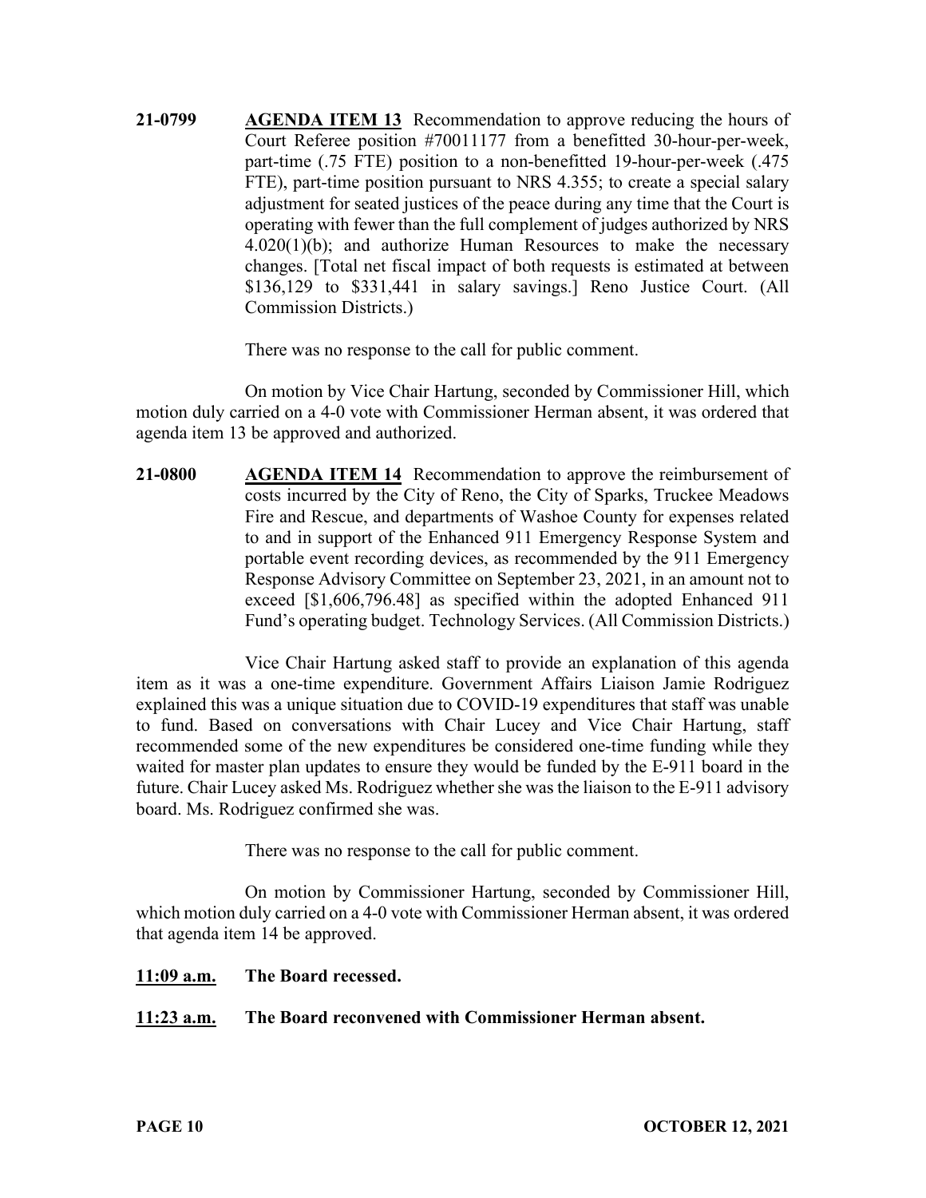**21-0799** **AGENDA ITEM 13** Recommendation to approve reducing the hours of Court Referee position #70011177 from a benefitted 30-hour-per-week, part-time (.75 FTE) position to a non-benefitted 19-hour-per-week (.475 FTE), part-time position pursuant to NRS 4.355; to create a special salary adjustment for seated justices of the peace during any time that the Court is operating with fewer than the full complement of judges authorized by NRS 4.020(1)(b); and authorize Human Resources to make the necessary changes. [Total net fiscal impact of both requests is estimated at between $136,129 to $331,441 in salary savings.] Reno Justice Court. (All Commission Districts.)

There was no response to the call for public comment.

On motion by Vice Chair Hartung, seconded by Commissioner Hill, which motion duly carried on a 4-0 vote with Commissioner Herman absent, it was ordered that agenda item 13 be approved and authorized.

**21-0800** **AGENDA ITEM 14** Recommendation to approve the reimbursement of costs incurred by the City of Reno, the City of Sparks, Truckee Meadows Fire and Rescue, and departments of Washoe County for expenses related to and in support of the Enhanced 911 Emergency Response System and portable event recording devices, as recommended by the 911 Emergency Response Advisory Committee on September 23, 2021, in an amount not to exceed [$1,606,796.48] as specified within the adopted Enhanced 911 Fund's operating budget. Technology Services. (All Commission Districts.)

Vice Chair Hartung asked staff to provide an explanation of this agenda item as it was a one-time expenditure. Government Affairs Liaison Jamie Rodriguez explained this was a unique situation due to COVID-19 expenditures that staff was unable to fund. Based on conversations with Chair Lucey and Vice Chair Hartung, staff recommended some of the new expenditures be considered one-time funding while they waited for master plan updates to ensure they would be funded by the E-911 board in the future. Chair Lucey asked Ms. Rodriguez whether she was the liaison to the E-911 advisory board. Ms. Rodriguez confirmed she was.

There was no response to the call for public comment.

On motion by Commissioner Hartung, seconded by Commissioner Hill, which motion duly carried on a 4-0 vote with Commissioner Herman absent, it was ordered that agenda item 14 be approved.

**11:09 a.m.** **The Board recessed.**

**11:23 a.m.** **The Board reconvened with Commissioner Herman absent.**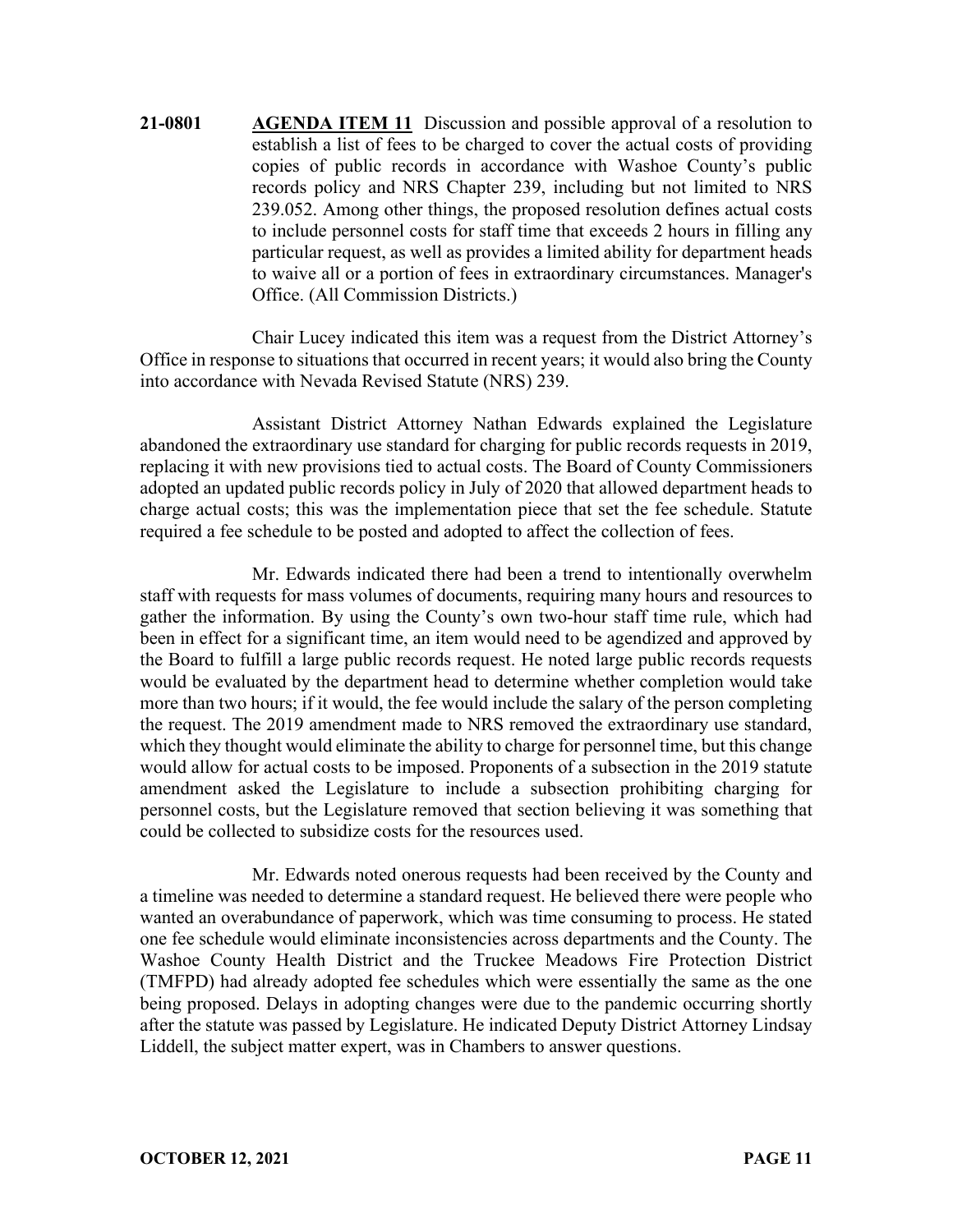**21-0801** **AGENDA ITEM 11** Discussion and possible approval of a resolution to establish a list of fees to be charged to cover the actual costs of providing copies of public records in accordance with Washoe County's public records policy and NRS Chapter 239, including but not limited to NRS 239.052. Among other things, the proposed resolution defines actual costs to include personnel costs for staff time that exceeds 2 hours in filling any particular request, as well as provides a limited ability for department heads to waive all or a portion of fees in extraordinary circumstances. Manager's Office. (All Commission Districts.)

Chair Lucey indicated this item was a request from the District Attorney's Office in response to situations that occurred in recent years; it would also bring the County into accordance with Nevada Revised Statute (NRS) 239.

Assistant District Attorney Nathan Edwards explained the Legislature abandoned the extraordinary use standard for charging for public records requests in 2019, replacing it with new provisions tied to actual costs. The Board of County Commissioners adopted an updated public records policy in July of 2020 that allowed department heads to charge actual costs; this was the implementation piece that set the fee schedule. Statute required a fee schedule to be posted and adopted to affect the collection of fees.

Mr. Edwards indicated there had been a trend to intentionally overwhelm staff with requests for mass volumes of documents, requiring many hours and resources to gather the information. By using the County's own two-hour staff time rule, which had been in effect for a significant time, an item would need to be agendized and approved by the Board to fulfill a large public records request. He noted large public records requests would be evaluated by the department head to determine whether completion would take more than two hours; if it would, the fee would include the salary of the person completing the request. The 2019 amendment made to NRS removed the extraordinary use standard, which they thought would eliminate the ability to charge for personnel time, but this change would allow for actual costs to be imposed. Proponents of a subsection in the 2019 statute amendment asked the Legislature to include a subsection prohibiting charging for personnel costs, but the Legislature removed that section believing it was something that could be collected to subsidize costs for the resources used.

Mr. Edwards noted onerous requests had been received by the County and a timeline was needed to determine a standard request. He believed there were people who wanted an overabundance of paperwork, which was time consuming to process. He stated one fee schedule would eliminate inconsistencies across departments and the County. The Washoe County Health District and the Truckee Meadows Fire Protection District (TMFPD) had already adopted fee schedules which were essentially the same as the one being proposed. Delays in adopting changes were due to the pandemic occurring shortly after the statute was passed by Legislature. He indicated Deputy District Attorney Lindsay Liddell, the subject matter expert, was in Chambers to answer questions.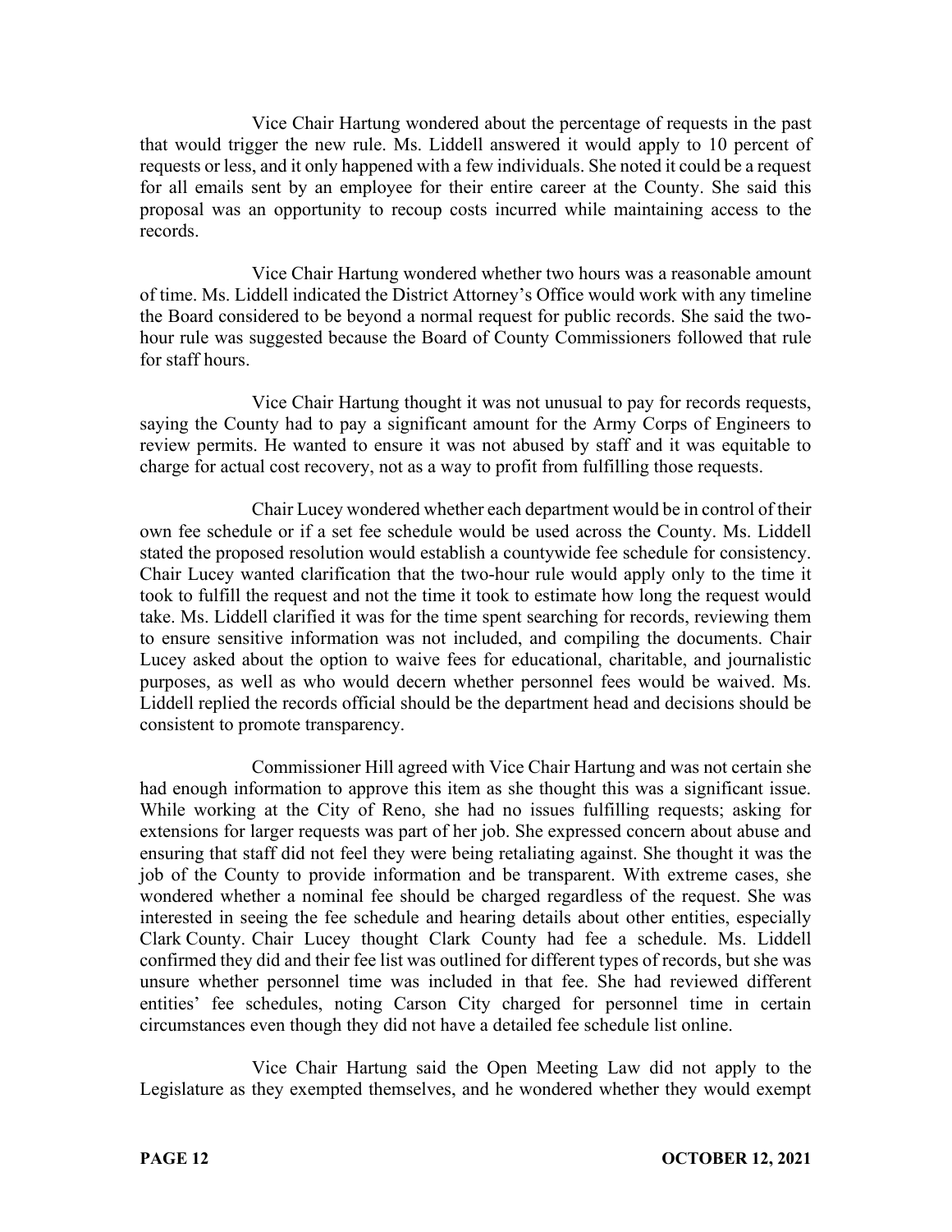Vice Chair Hartung wondered about the percentage of requests in the past that would trigger the new rule. Ms. Liddell answered it would apply to 10 percent of requests or less, and it only happened with a few individuals. She noted it could be a request for all emails sent by an employee for their entire career at the County. She said this proposal was an opportunity to recoup costs incurred while maintaining access to the records.

Vice Chair Hartung wondered whether two hours was a reasonable amount of time. Ms. Liddell indicated the District Attorney's Office would work with any timeline the Board considered to be beyond a normal request for public records. She said the two-hour rule was suggested because the Board of County Commissioners followed that rule for staff hours.

Vice Chair Hartung thought it was not unusual to pay for records requests, saying the County had to pay a significant amount for the Army Corps of Engineers to review permits. He wanted to ensure it was not abused by staff and it was equitable to charge for actual cost recovery, not as a way to profit from fulfilling those requests.

Chair Lucey wondered whether each department would be in control of their own fee schedule or if a set fee schedule would be used across the County. Ms. Liddell stated the proposed resolution would establish a countywide fee schedule for consistency. Chair Lucey wanted clarification that the two-hour rule would apply only to the time it took to fulfill the request and not the time it took to estimate how long the request would take. Ms. Liddell clarified it was for the time spent searching for records, reviewing them to ensure sensitive information was not included, and compiling the documents. Chair Lucey asked about the option to waive fees for educational, charitable, and journalistic purposes, as well as who would decern whether personnel fees would be waived. Ms. Liddell replied the records official should be the department head and decisions should be consistent to promote transparency.

Commissioner Hill agreed with Vice Chair Hartung and was not certain she had enough information to approve this item as she thought this was a significant issue. While working at the City of Reno, she had no issues fulfilling requests; asking for extensions for larger requests was part of her job. She expressed concern about abuse and ensuring that staff did not feel they were being retaliating against. She thought it was the job of the County to provide information and be transparent. With extreme cases, she wondered whether a nominal fee should be charged regardless of the request. She was interested in seeing the fee schedule and hearing details about other entities, especially Clark County. Chair Lucey thought Clark County had fee a schedule. Ms. Liddell confirmed they did and their fee list was outlined for different types of records, but she was unsure whether personnel time was included in that fee. She had reviewed different entities' fee schedules, noting Carson City charged for personnel time in certain circumstances even though they did not have a detailed fee schedule list online.

Vice Chair Hartung said the Open Meeting Law did not apply to the Legislature as they exempted themselves, and he wondered whether they would exempt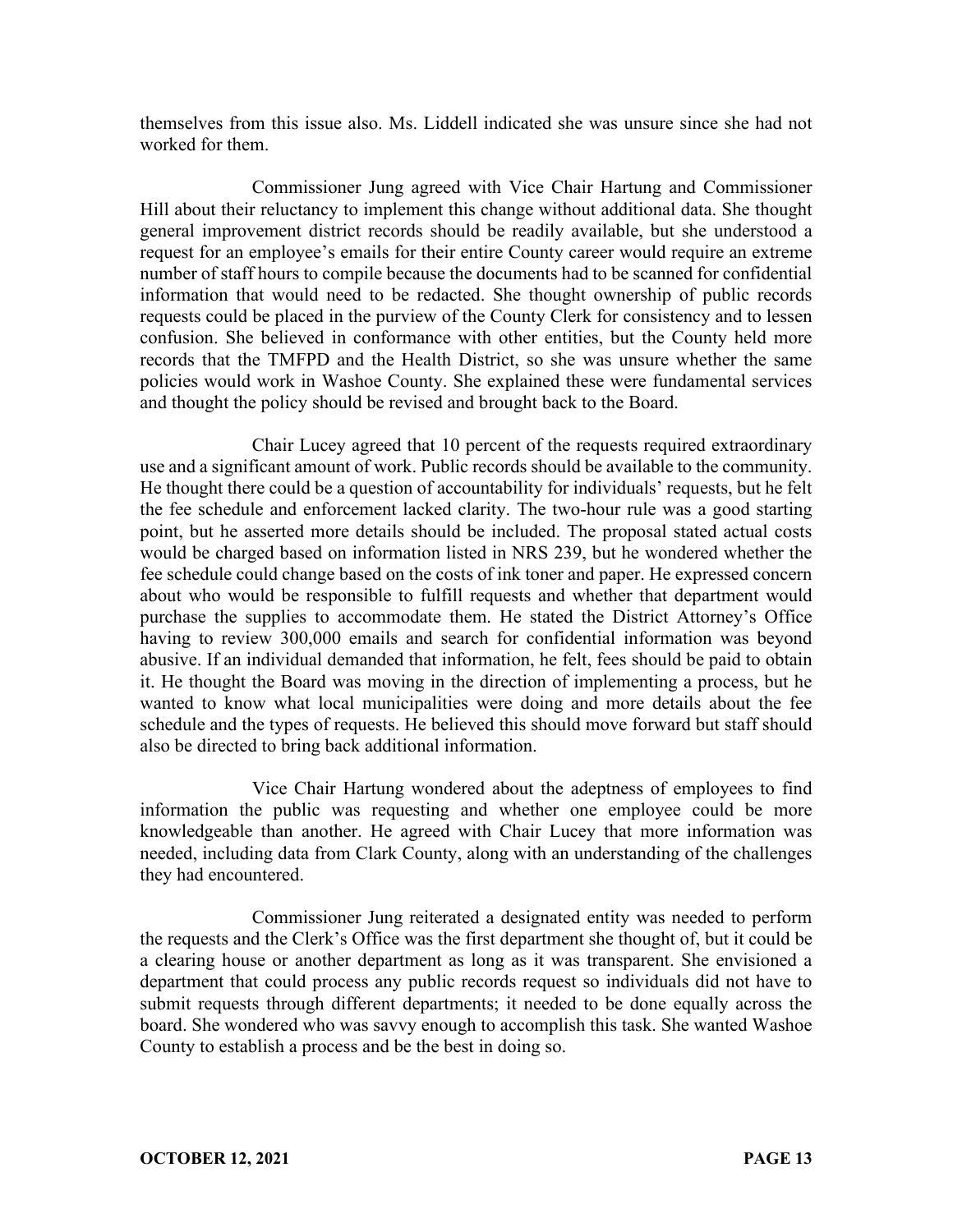themselves from this issue also. Ms. Liddell indicated she was unsure since she had not worked for them.

Commissioner Jung agreed with Vice Chair Hartung and Commissioner Hill about their reluctancy to implement this change without additional data. She thought general improvement district records should be readily available, but she understood a request for an employee's emails for their entire County career would require an extreme number of staff hours to compile because the documents had to be scanned for confidential information that would need to be redacted. She thought ownership of public records requests could be placed in the purview of the County Clerk for consistency and to lessen confusion. She believed in conformance with other entities, but the County held more records that the TMFPD and the Health District, so she was unsure whether the same policies would work in Washoe County. She explained these were fundamental services and thought the policy should be revised and brought back to the Board.

Chair Lucey agreed that 10 percent of the requests required extraordinary use and a significant amount of work. Public records should be available to the community. He thought there could be a question of accountability for individuals' requests, but he felt the fee schedule and enforcement lacked clarity. The two-hour rule was a good starting point, but he asserted more details should be included. The proposal stated actual costs would be charged based on information listed in NRS 239, but he wondered whether the fee schedule could change based on the costs of ink toner and paper. He expressed concern about who would be responsible to fulfill requests and whether that department would purchase the supplies to accommodate them. He stated the District Attorney's Office having to review 300,000 emails and search for confidential information was beyond abusive. If an individual demanded that information, he felt, fees should be paid to obtain it. He thought the Board was moving in the direction of implementing a process, but he wanted to know what local municipalities were doing and more details about the fee schedule and the types of requests. He believed this should move forward but staff should also be directed to bring back additional information.

Vice Chair Hartung wondered about the adeptness of employees to find information the public was requesting and whether one employee could be more knowledgeable than another. He agreed with Chair Lucey that more information was needed, including data from Clark County, along with an understanding of the challenges they had encountered.

Commissioner Jung reiterated a designated entity was needed to perform the requests and the Clerk's Office was the first department she thought of, but it could be a clearing house or another department as long as it was transparent. She envisioned a department that could process any public records request so individuals did not have to submit requests through different departments; it needed to be done equally across the board. She wondered who was savvy enough to accomplish this task. She wanted Washoe County to establish a process and be the best in doing so.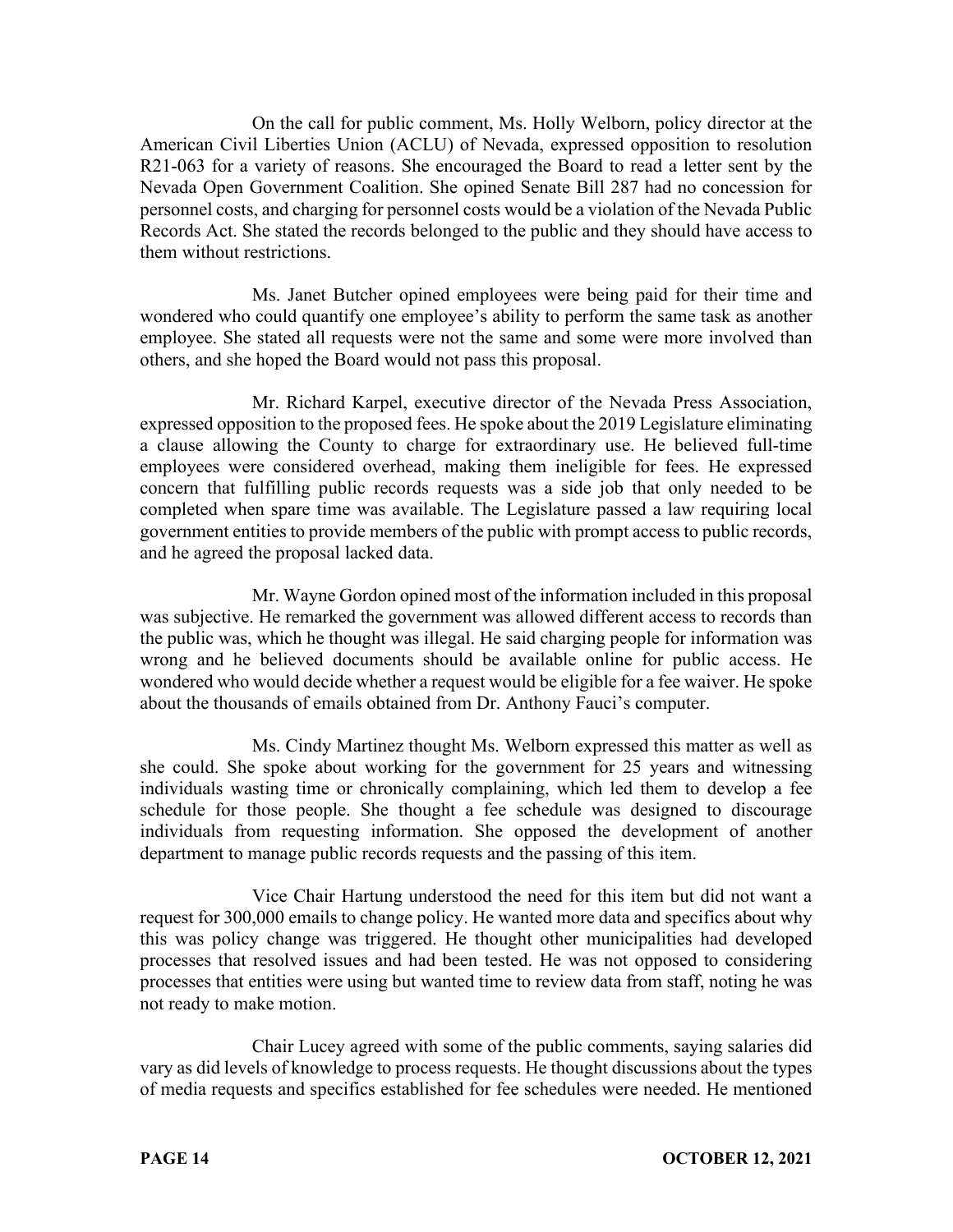On the call for public comment, Ms. Holly Welborn, policy director at the American Civil Liberties Union (ACLU) of Nevada, expressed opposition to resolution R21-063 for a variety of reasons. She encouraged the Board to read a letter sent by the Nevada Open Government Coalition. She opined Senate Bill 287 had no concession for personnel costs, and charging for personnel costs would be a violation of the Nevada Public Records Act. She stated the records belonged to the public and they should have access to them without restrictions.

Ms. Janet Butcher opined employees were being paid for their time and wondered who could quantify one employee's ability to perform the same task as another employee. She stated all requests were not the same and some were more involved than others, and she hoped the Board would not pass this proposal.

Mr. Richard Karpel, executive director of the Nevada Press Association, expressed opposition to the proposed fees. He spoke about the 2019 Legislature eliminating a clause allowing the County to charge for extraordinary use. He believed full-time employees were considered overhead, making them ineligible for fees. He expressed concern that fulfilling public records requests was a side job that only needed to be completed when spare time was available. The Legislature passed a law requiring local government entities to provide members of the public with prompt access to public records, and he agreed the proposal lacked data.

Mr. Wayne Gordon opined most of the information included in this proposal was subjective. He remarked the government was allowed different access to records than the public was, which he thought was illegal. He said charging people for information was wrong and he believed documents should be available online for public access. He wondered who would decide whether a request would be eligible for a fee waiver. He spoke about the thousands of emails obtained from Dr. Anthony Fauci's computer.

Ms. Cindy Martinez thought Ms. Welborn expressed this matter as well as she could. She spoke about working for the government for 25 years and witnessing individuals wasting time or chronically complaining, which led them to develop a fee schedule for those people. She thought a fee schedule was designed to discourage individuals from requesting information. She opposed the development of another department to manage public records requests and the passing of this item.

Vice Chair Hartung understood the need for this item but did not want a request for 300,000 emails to change policy. He wanted more data and specifics about why this was policy change was triggered. He thought other municipalities had developed processes that resolved issues and had been tested. He was not opposed to considering processes that entities were using but wanted time to review data from staff, noting he was not ready to make motion.

Chair Lucey agreed with some of the public comments, saying salaries did vary as did levels of knowledge to process requests. He thought discussions about the types of media requests and specifics established for fee schedules were needed. He mentioned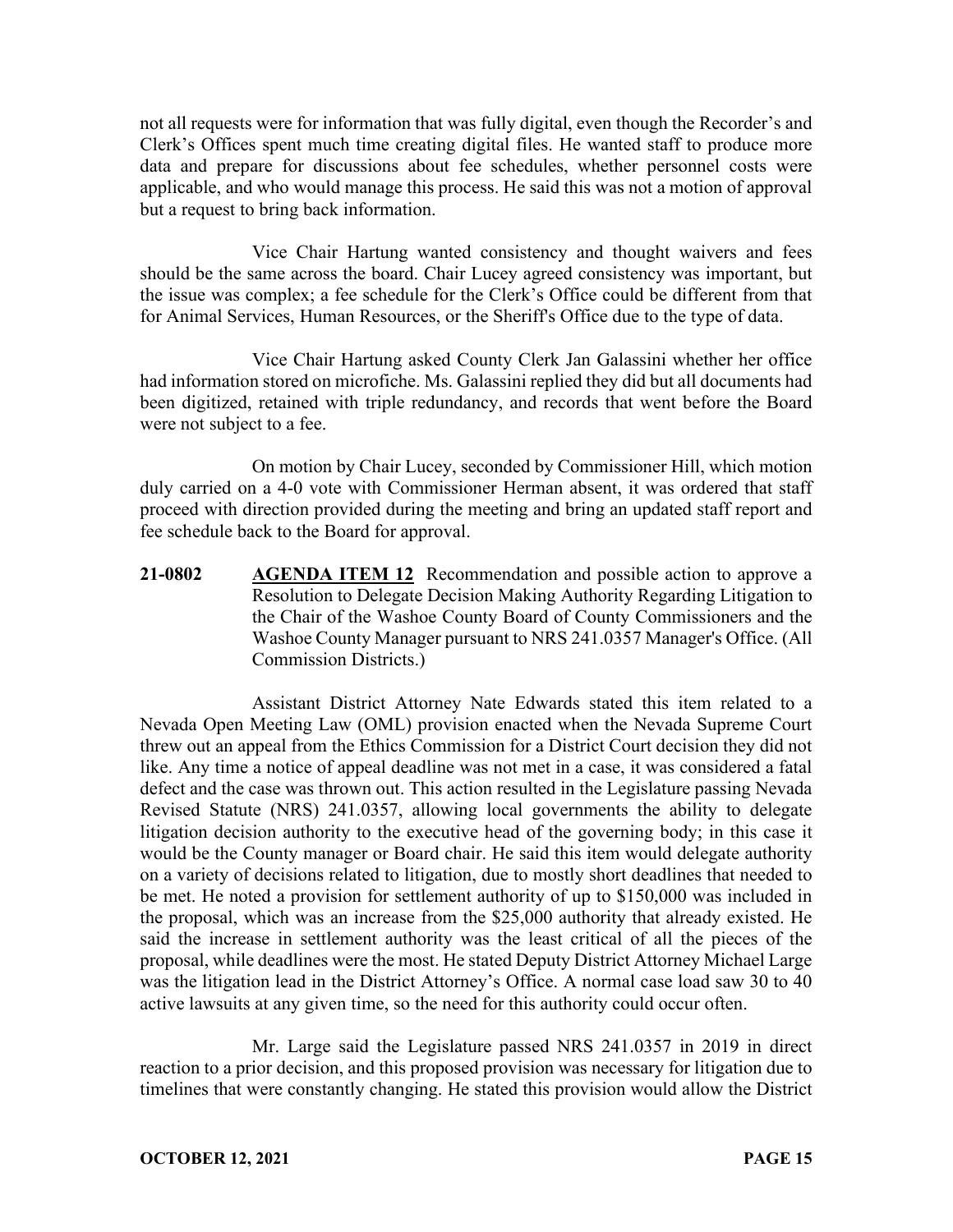not all requests were for information that was fully digital, even though the Recorder's and Clerk's Offices spent much time creating digital files. He wanted staff to produce more data and prepare for discussions about fee schedules, whether personnel costs were applicable, and who would manage this process. He said this was not a motion of approval but a request to bring back information.

Vice Chair Hartung wanted consistency and thought waivers and fees should be the same across the board. Chair Lucey agreed consistency was important, but the issue was complex; a fee schedule for the Clerk's Office could be different from that for Animal Services, Human Resources, or the Sheriff's Office due to the type of data.

Vice Chair Hartung asked County Clerk Jan Galassini whether her office had information stored on microfiche. Ms. Galassini replied they did but all documents had been digitized, retained with triple redundancy, and records that went before the Board were not subject to a fee.

On motion by Chair Lucey, seconded by Commissioner Hill, which motion duly carried on a 4-0 vote with Commissioner Herman absent, it was ordered that staff proceed with direction provided during the meeting and bring an updated staff report and fee schedule back to the Board for approval.

**21-0802** **AGENDA ITEM 12** Recommendation and possible action to approve a Resolution to Delegate Decision Making Authority Regarding Litigation to the Chair of the Washoe County Board of County Commissioners and the Washoe County Manager pursuant to NRS 241.0357 Manager's Office. (All Commission Districts.)

Assistant District Attorney Nate Edwards stated this item related to a Nevada Open Meeting Law (OML) provision enacted when the Nevada Supreme Court threw out an appeal from the Ethics Commission for a District Court decision they did not like. Any time a notice of appeal deadline was not met in a case, it was considered a fatal defect and the case was thrown out. This action resulted in the Legislature passing Nevada Revised Statute (NRS) 241.0357, allowing local governments the ability to delegate litigation decision authority to the executive head of the governing body; in this case it would be the County manager or Board chair. He said this item would delegate authority on a variety of decisions related to litigation, due to mostly short deadlines that needed to be met. He noted a provision for settlement authority of up to $150,000 was included in the proposal, which was an increase from the $25,000 authority that already existed. He said the increase in settlement authority was the least critical of all the pieces of the proposal, while deadlines were the most. He stated Deputy District Attorney Michael Large was the litigation lead in the District Attorney's Office. A normal case load saw 30 to 40 active lawsuits at any given time, so the need for this authority could occur often.

Mr. Large said the Legislature passed NRS 241.0357 in 2019 in direct reaction to a prior decision, and this proposed provision was necessary for litigation due to timelines that were constantly changing. He stated this provision would allow the District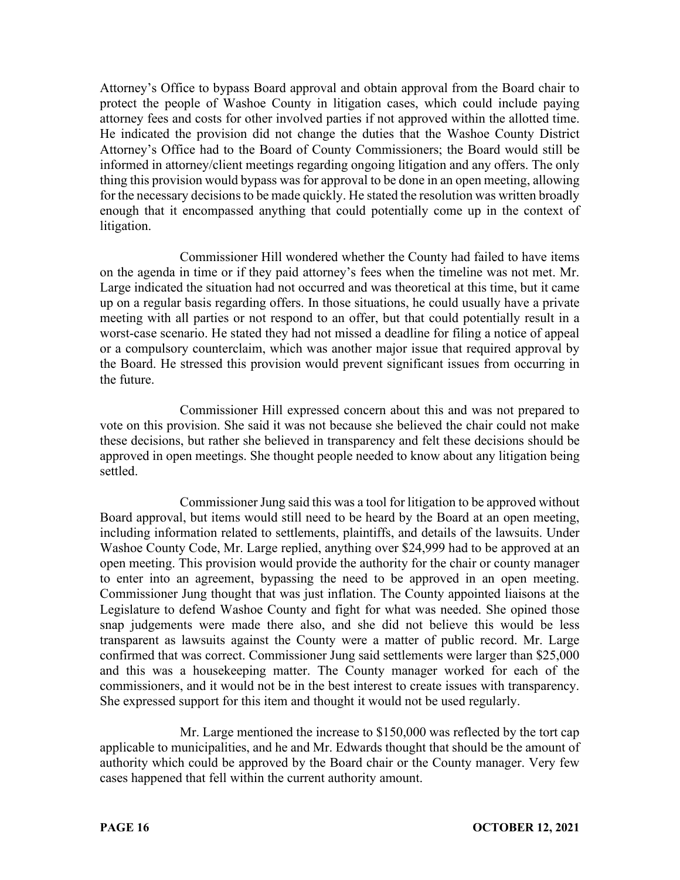Attorney's Office to bypass Board approval and obtain approval from the Board chair to protect the people of Washoe County in litigation cases, which could include paying attorney fees and costs for other involved parties if not approved within the allotted time. He indicated the provision did not change the duties that the Washoe County District Attorney's Office had to the Board of County Commissioners; the Board would still be informed in attorney/client meetings regarding ongoing litigation and any offers. The only thing this provision would bypass was for approval to be done in an open meeting, allowing for the necessary decisions to be made quickly. He stated the resolution was written broadly enough that it encompassed anything that could potentially come up in the context of litigation.

Commissioner Hill wondered whether the County had failed to have items on the agenda in time or if they paid attorney's fees when the timeline was not met. Mr. Large indicated the situation had not occurred and was theoretical at this time, but it came up on a regular basis regarding offers. In those situations, he could usually have a private meeting with all parties or not respond to an offer, but that could potentially result in a worst-case scenario. He stated they had not missed a deadline for filing a notice of appeal or a compulsory counterclaim, which was another major issue that required approval by the Board. He stressed this provision would prevent significant issues from occurring in the future.

Commissioner Hill expressed concern about this and was not prepared to vote on this provision. She said it was not because she believed the chair could not make these decisions, but rather she believed in transparency and felt these decisions should be approved in open meetings. She thought people needed to know about any litigation being settled.

Commissioner Jung said this was a tool for litigation to be approved without Board approval, but items would still need to be heard by the Board at an open meeting, including information related to settlements, plaintiffs, and details of the lawsuits. Under Washoe County Code, Mr. Large replied, anything over $24,999 had to be approved at an open meeting. This provision would provide the authority for the chair or county manager to enter into an agreement, bypassing the need to be approved in an open meeting. Commissioner Jung thought that was just inflation. The County appointed liaisons at the Legislature to defend Washoe County and fight for what was needed. She opined those snap judgements were made there also, and she did not believe this would be less transparent as lawsuits against the County were a matter of public record. Mr. Large confirmed that was correct. Commissioner Jung said settlements were larger than $25,000 and this was a housekeeping matter. The County manager worked for each of the commissioners, and it would not be in the best interest to create issues with transparency. She expressed support for this item and thought it would not be used regularly.

Mr. Large mentioned the increase to $150,000 was reflected by the tort cap applicable to municipalities, and he and Mr. Edwards thought that should be the amount of authority which could be approved by the Board chair or the County manager. Very few cases happened that fell within the current authority amount.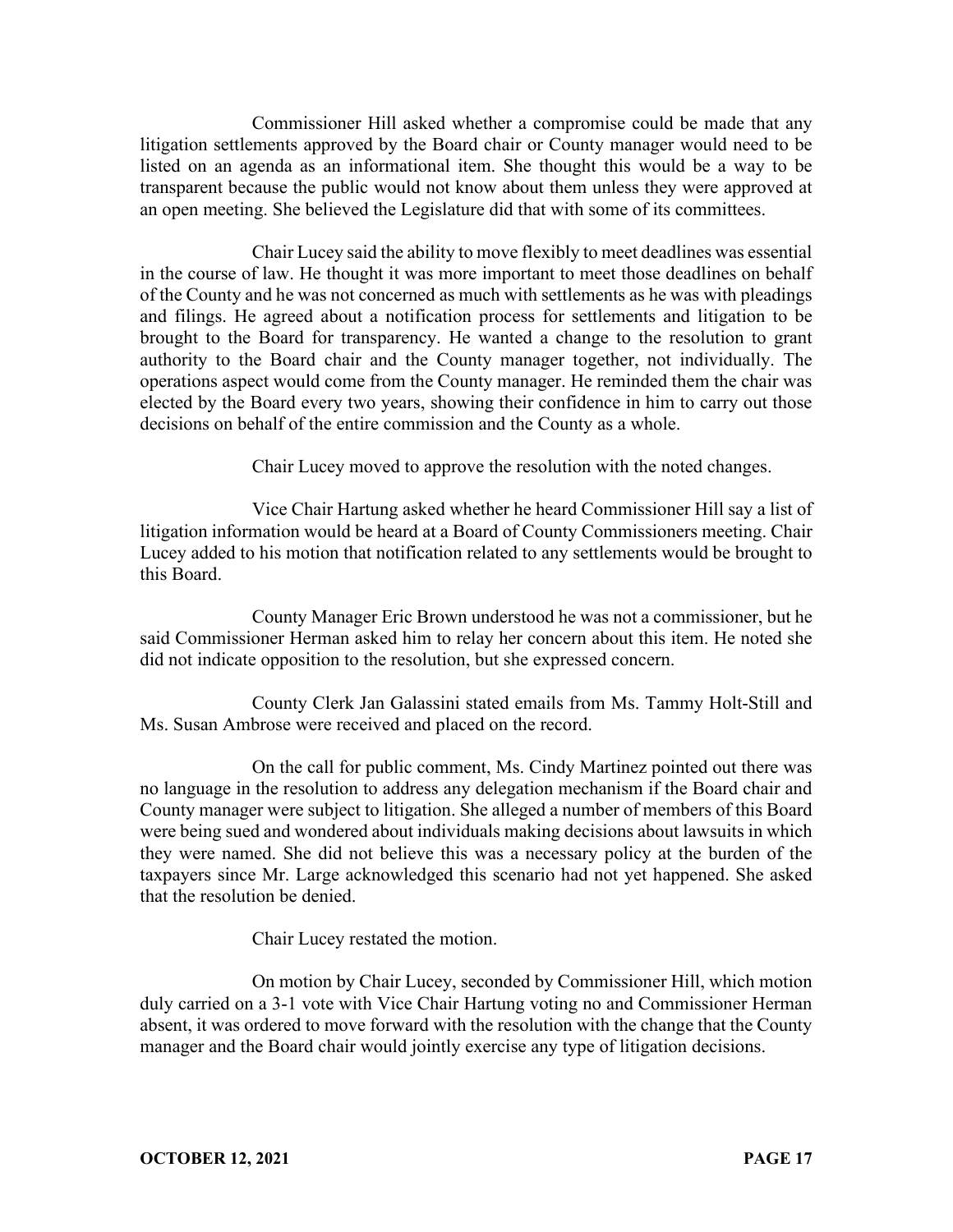Commissioner Hill asked whether a compromise could be made that any litigation settlements approved by the Board chair or County manager would need to be listed on an agenda as an informational item. She thought this would be a way to be transparent because the public would not know about them unless they were approved at an open meeting. She believed the Legislature did that with some of its committees.

Chair Lucey said the ability to move flexibly to meet deadlines was essential in the course of law. He thought it was more important to meet those deadlines on behalf of the County and he was not concerned as much with settlements as he was with pleadings and filings. He agreed about a notification process for settlements and litigation to be brought to the Board for transparency. He wanted a change to the resolution to grant authority to the Board chair and the County manager together, not individually. The operations aspect would come from the County manager. He reminded them the chair was elected by the Board every two years, showing their confidence in him to carry out those decisions on behalf of the entire commission and the County as a whole.

Chair Lucey moved to approve the resolution with the noted changes.

Vice Chair Hartung asked whether he heard Commissioner Hill say a list of litigation information would be heard at a Board of County Commissioners meeting. Chair Lucey added to his motion that notification related to any settlements would be brought to this Board.

County Manager Eric Brown understood he was not a commissioner, but he said Commissioner Herman asked him to relay her concern about this item. He noted she did not indicate opposition to the resolution, but she expressed concern.

County Clerk Jan Galassini stated emails from Ms. Tammy Holt-Still and Ms. Susan Ambrose were received and placed on the record.

On the call for public comment, Ms. Cindy Martinez pointed out there was no language in the resolution to address any delegation mechanism if the Board chair and County manager were subject to litigation. She alleged a number of members of this Board were being sued and wondered about individuals making decisions about lawsuits in which they were named. She did not believe this was a necessary policy at the burden of the taxpayers since Mr. Large acknowledged this scenario had not yet happened. She asked that the resolution be denied.

Chair Lucey restated the motion.

On motion by Chair Lucey, seconded by Commissioner Hill, which motion duly carried on a 3-1 vote with Vice Chair Hartung voting no and Commissioner Herman absent, it was ordered to move forward with the resolution with the change that the County manager and the Board chair would jointly exercise any type of litigation decisions.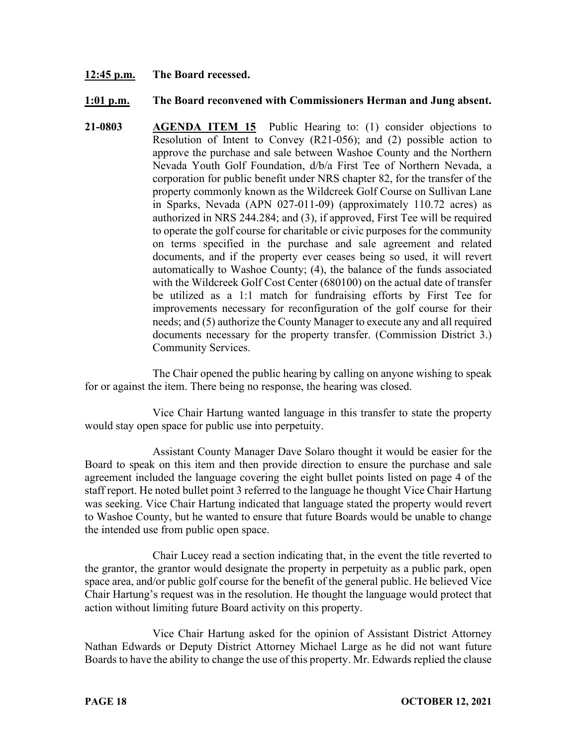**12:45 p.m. The Board recessed.**

**1:01 p.m. The Board reconvened with Commissioners Herman and Jung absent.**

**21-0803 AGENDA ITEM 15** Public Hearing to: (1) consider objections to Resolution of Intent to Convey (R21-056); and (2) possible action to approve the purchase and sale between Washoe County and the Northern Nevada Youth Golf Foundation, d/b/a First Tee of Northern Nevada, a corporation for public benefit under NRS chapter 82, for the transfer of the property commonly known as the Wildcreek Golf Course on Sullivan Lane in Sparks, Nevada (APN 027-011-09) (approximately 110.72 acres) as authorized in NRS 244.284; and (3), if approved, First Tee will be required to operate the golf course for charitable or civic purposes for the community on terms specified in the purchase and sale agreement and related documents, and if the property ever ceases being so used, it will revert automatically to Washoe County; (4), the balance of the funds associated with the Wildcreek Golf Cost Center (680100) on the actual date of transfer be utilized as a 1:1 match for fundraising efforts by First Tee for improvements necessary for reconfiguration of the golf course for their needs; and (5) authorize the County Manager to execute any and all required documents necessary for the property transfer. (Commission District 3.) Community Services.

The Chair opened the public hearing by calling on anyone wishing to speak for or against the item. There being no response, the hearing was closed.

Vice Chair Hartung wanted language in this transfer to state the property would stay open space for public use into perpetuity.

Assistant County Manager Dave Solaro thought it would be easier for the Board to speak on this item and then provide direction to ensure the purchase and sale agreement included the language covering the eight bullet points listed on page 4 of the staff report. He noted bullet point 3 referred to the language he thought Vice Chair Hartung was seeking. Vice Chair Hartung indicated that language stated the property would revert to Washoe County, but he wanted to ensure that future Boards would be unable to change the intended use from public open space.

Chair Lucey read a section indicating that, in the event the title reverted to the grantor, the grantor would designate the property in perpetuity as a public park, open space area, and/or public golf course for the benefit of the general public. He believed Vice Chair Hartung's request was in the resolution. He thought the language would protect that action without limiting future Board activity on this property.

Vice Chair Hartung asked for the opinion of Assistant District Attorney Nathan Edwards or Deputy District Attorney Michael Large as he did not want future Boards to have the ability to change the use of this property. Mr. Edwards replied the clause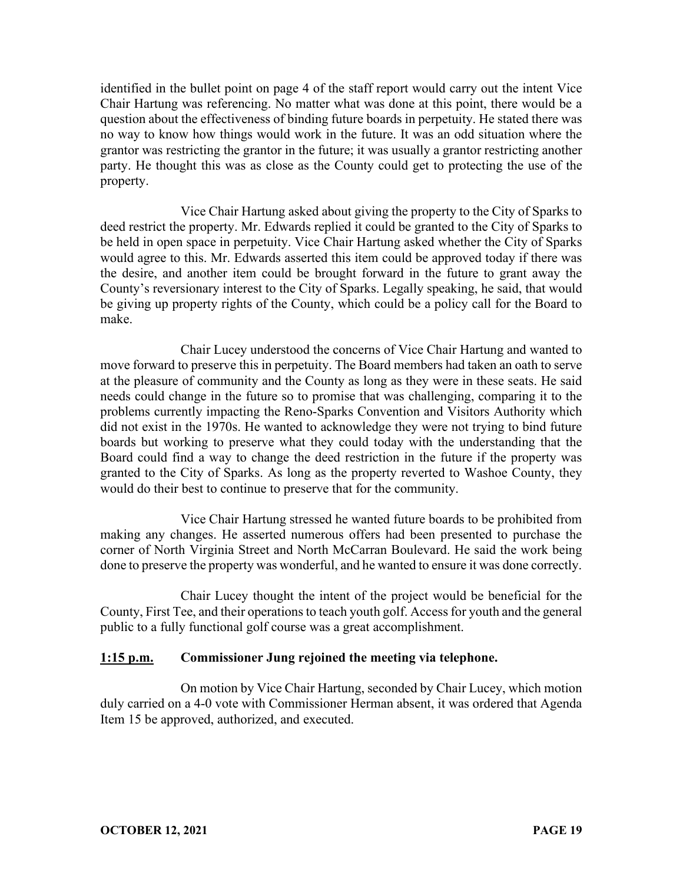identified in the bullet point on page 4 of the staff report would carry out the intent Vice Chair Hartung was referencing. No matter what was done at this point, there would be a question about the effectiveness of binding future boards in perpetuity. He stated there was no way to know how things would work in the future. It was an odd situation where the grantor was restricting the grantor in the future; it was usually a grantor restricting another party. He thought this was as close as the County could get to protecting the use of the property.

Vice Chair Hartung asked about giving the property to the City of Sparks to deed restrict the property. Mr. Edwards replied it could be granted to the City of Sparks to be held in open space in perpetuity. Vice Chair Hartung asked whether the City of Sparks would agree to this. Mr. Edwards asserted this item could be approved today if there was the desire, and another item could be brought forward in the future to grant away the County's reversionary interest to the City of Sparks. Legally speaking, he said, that would be giving up property rights of the County, which could be a policy call for the Board to make.

Chair Lucey understood the concerns of Vice Chair Hartung and wanted to move forward to preserve this in perpetuity. The Board members had taken an oath to serve at the pleasure of community and the County as long as they were in these seats. He said needs could change in the future so to promise that was challenging, comparing it to the problems currently impacting the Reno-Sparks Convention and Visitors Authority which did not exist in the 1970s. He wanted to acknowledge they were not trying to bind future boards but working to preserve what they could today with the understanding that the Board could find a way to change the deed restriction in the future if the property was granted to the City of Sparks. As long as the property reverted to Washoe County, they would do their best to continue to preserve that for the community.

Vice Chair Hartung stressed he wanted future boards to be prohibited from making any changes. He asserted numerous offers had been presented to purchase the corner of North Virginia Street and North McCarran Boulevard. He said the work being done to preserve the property was wonderful, and he wanted to ensure it was done correctly.

Chair Lucey thought the intent of the project would be beneficial for the County, First Tee, and their operations to teach youth golf. Access for youth and the general public to a fully functional golf course was a great accomplishment.

**1:15 p.m. Commissioner Jung rejoined the meeting via telephone.**

On motion by Vice Chair Hartung, seconded by Chair Lucey, which motion duly carried on a 4-0 vote with Commissioner Herman absent, it was ordered that Agenda Item 15 be approved, authorized, and executed.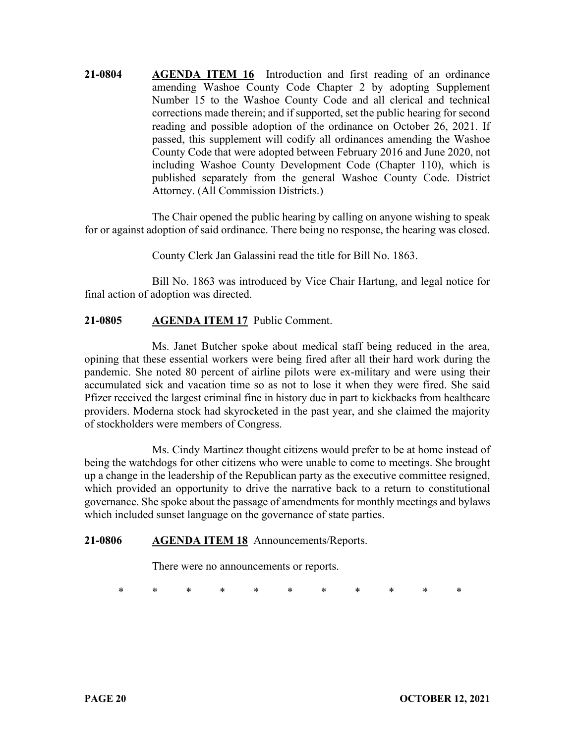**21-0804** **AGENDA ITEM 16** Introduction and first reading of an ordinance amending Washoe County Code Chapter 2 by adopting Supplement Number 15 to the Washoe County Code and all clerical and technical corrections made therein; and if supported, set the public hearing for second reading and possible adoption of the ordinance on October 26, 2021. If passed, this supplement will codify all ordinances amending the Washoe County Code that were adopted between February 2016 and June 2020, not including Washoe County Development Code (Chapter 110), which is published separately from the general Washoe County Code. District Attorney. (All Commission Districts.)

The Chair opened the public hearing by calling on anyone wishing to speak for or against adoption of said ordinance. There being no response, the hearing was closed.

County Clerk Jan Galassini read the title for Bill No. 1863.

Bill No. 1863 was introduced by Vice Chair Hartung, and legal notice for final action of adoption was directed.

**21-0805** **AGENDA ITEM 17** Public Comment.

Ms. Janet Butcher spoke about medical staff being reduced in the area, opining that these essential workers were being fired after all their hard work during the pandemic. She noted 80 percent of airline pilots were ex-military and were using their accumulated sick and vacation time so as not to lose it when they were fired. She said Pfizer received the largest criminal fine in history due in part to kickbacks from healthcare providers. Moderna stock had skyrocketed in the past year, and she claimed the majority of stockholders were members of Congress.

Ms. Cindy Martinez thought citizens would prefer to be at home instead of being the watchdogs for other citizens who were unable to come to meetings. She brought up a change in the leadership of the Republican party as the executive committee resigned, which provided an opportunity to drive the narrative back to a return to constitutional governance. She spoke about the passage of amendments for monthly meetings and bylaws which included sunset language on the governance of state parties.

**21-0806** **AGENDA ITEM 18** Announcements/Reports.

There were no announcements or reports.

\* \* \* \* \* \* \* \* \* \* \*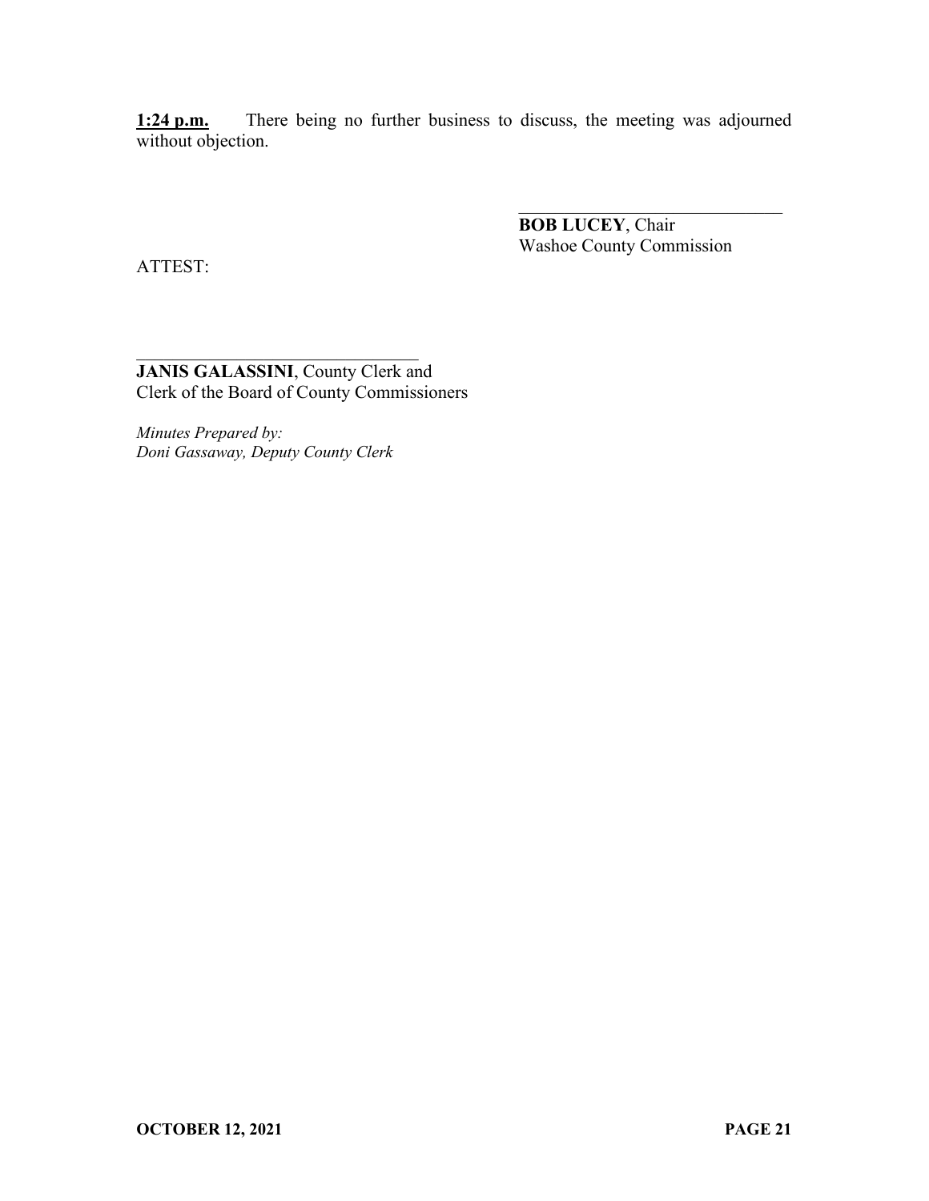**1:24 p.m.** There being no further business to discuss, the meeting was adjourned without objection.

\_\_\_\_\_\_\_\_\_\_\_\_\_\_\_\_\_\_\_\_\_\_\_\_\_\_\_\_\_\_

**BOB LUCEY**, Chair
Washoe County Commission

ATTEST:

\_\_\_\_\_\_\_\_\_\_\_\_\_\_\_\_\_\_\_\_\_\_\_\_\_\_\_\_\_\_

**JANIS GALASSINI**, County Clerk and
Clerk of the Board of County Commissioners

*Minutes Prepared by:*
*Doni Gassaway, Deputy County Clerk*